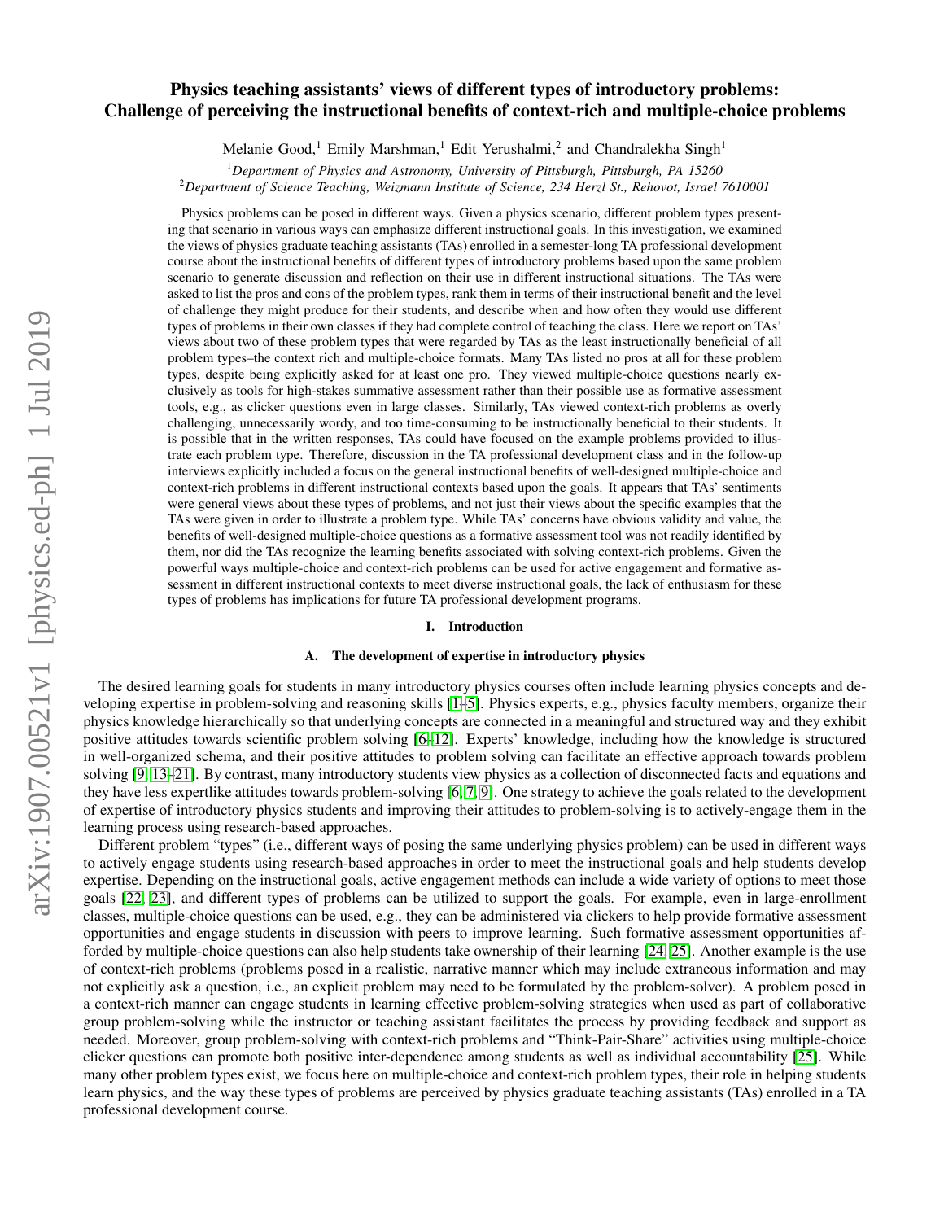# Physics teaching assistants' views of different types of introductory problems: Challenge of perceiving the instructional benefits of context-rich and multiple-choice problems

Melanie Good,[1] Emily Marshman,[1] Edit Yerushalmi,[2] and Chandralekha Singh[1]

[1]*Department of Physics and Astronomy, University of Pittsburgh, Pittsburgh, PA 15260*
[2]*Department of Science Teaching, Weizmann Institute of Science, 234 Herzl St., Rehovot, Israel 7610001*

Physics problems can be posed in different ways. Given a physics scenario, different problem types presenting that scenario in various ways can emphasize different instructional goals. In this investigation, we examined the views of physics graduate teaching assistants (TAs) enrolled in a semester-long TA professional development course about the instructional benefits of different types of introductory problems based upon the same problem scenario to generate discussion and reflection on their use in different instructional situations. The TAs were asked to list the pros and cons of the problem types, rank them in terms of their instructional benefit and the level of challenge they might produce for their students, and describe when and how often they would use different types of problems in their own classes if they had complete control of teaching the class. Here we report on TAs' views about two of these problem types that were regarded by TAs as the least instructionally beneficial of all problem types–the context rich and multiple-choice formats. Many TAs listed no pros at all for these problem types, despite being explicitly asked for at least one pro. They viewed multiple-choice questions nearly exclusively as tools for high-stakes summative assessment rather than their possible use as formative assessment tools, e.g., as clicker questions even in large classes. Similarly, TAs viewed context-rich problems as overly challenging, unnecessarily wordy, and too time-consuming to be instructionally beneficial to their students. It is possible that in the written responses, TAs could have focused on the example problems provided to illustrate each problem type. Therefore, discussion in the TA professional development class and in the follow-up interviews explicitly included a focus on the general instructional benefits of well-designed multiple-choice and context-rich problems in different instructional contexts based upon the goals. It appears that TAs' sentiments were general views about these types of problems, and not just their views about the specific examples that the TAs were given in order to illustrate a problem type. While TAs' concerns have obvious validity and value, the benefits of well-designed multiple-choice questions as a formative assessment tool was not readily identified by them, nor did the TAs recognize the learning benefits associated with solving context-rich problems. Given the powerful ways multiple-choice and context-rich problems can be used for active engagement and formative assessment in different instructional contexts to meet diverse instructional goals, the lack of enthusiasm for these types of problems has implications for future TA professional development programs.

## I. Introduction

### A. The development of expertise in introductory physics

The desired learning goals for students in many introductory physics courses often include learning physics concepts and developing expertise in problem-solving and reasoning skills [1–5]. Physics experts, e.g., physics faculty members, organize their physics knowledge hierarchically so that underlying concepts are connected in a meaningful and structured way and they exhibit positive attitudes towards scientific problem solving [6–12]. Experts' knowledge, including how the knowledge is structured in well-organized schema, and their positive attitudes to problem solving can facilitate an effective approach towards problem solving [9, 13–21]. By contrast, many introductory students view physics as a collection of disconnected facts and equations and they have less expertlike attitudes towards problem-solving [6, 7, 9]. One strategy to achieve the goals related to the development of expertise of introductory physics students and improving their attitudes to problem-solving is to actively-engage them in the learning process using research-based approaches.

Different problem "types" (i.e., different ways of posing the same underlying physics problem) can be used in different ways to actively engage students using research-based approaches in order to meet the instructional goals and help students develop expertise. Depending on the instructional goals, active engagement methods can include a wide variety of options to meet those goals [22, 23], and different types of problems can be utilized to support the goals. For example, even in large-enrollment classes, multiple-choice questions can be used, e.g., they can be administered via clickers to help provide formative assessment opportunities and engage students in discussion with peers to improve learning. Such formative assessment opportunities afforded by multiple-choice questions can also help students take ownership of their learning [24, 25]. Another example is the use of context-rich problems (problems posed in a realistic, narrative manner which may include extraneous information and may not explicitly ask a question, i.e., an explicit problem may need to be formulated by the problem-solver). A problem posed in a context-rich manner can engage students in learning effective problem-solving strategies when used as part of collaborative group problem-solving while the instructor or teaching assistant facilitates the process by providing feedback and support as needed. Moreover, group problem-solving with context-rich problems and "Think-Pair-Share" activities using multiple-choice clicker questions can promote both positive inter-dependence among students as well as individual accountability [25]. While many other problem types exist, we focus here on multiple-choice and context-rich problem types, their role in helping students learn physics, and the way these types of problems are perceived by physics graduate teaching assistants (TAs) enrolled in a TA professional development course.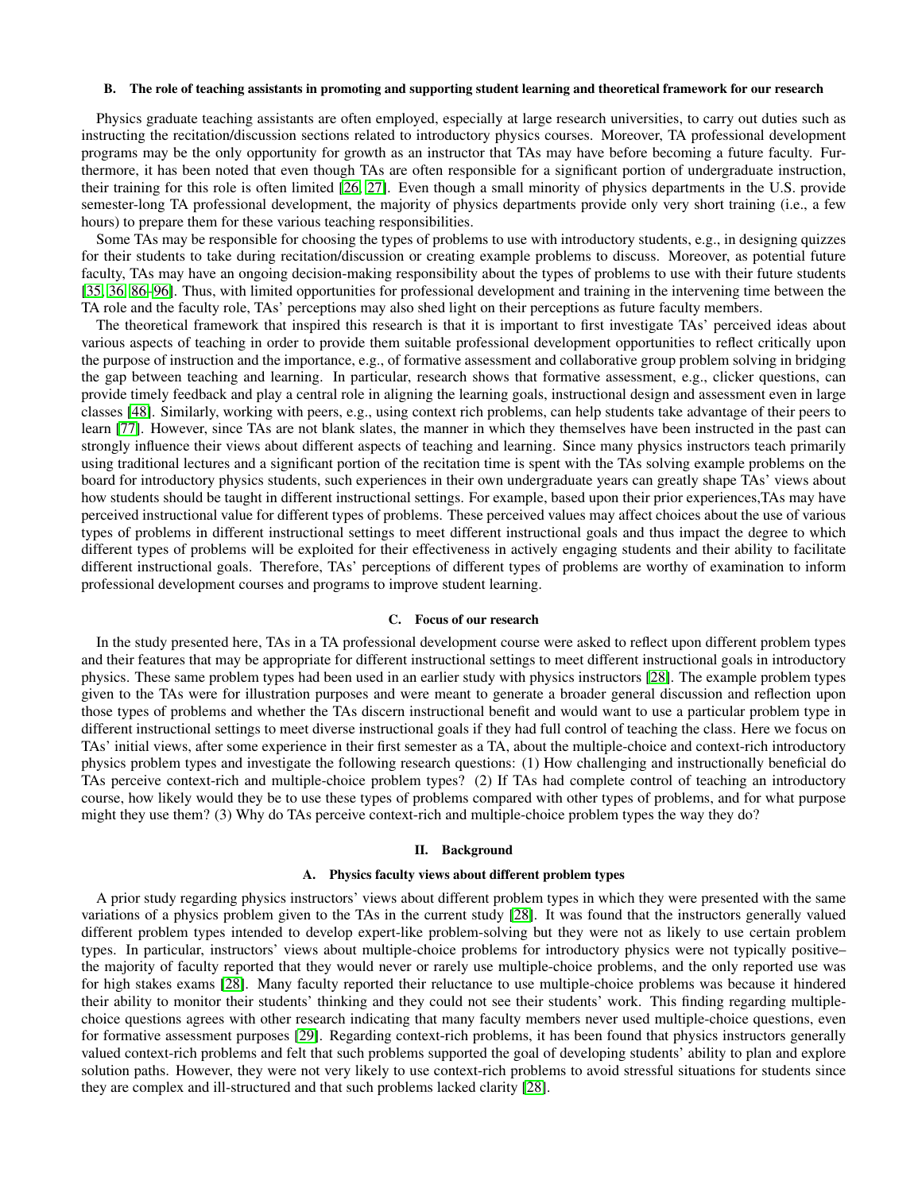### B. The role of teaching assistants in promoting and supporting student learning and theoretical framework for our research

Physics graduate teaching assistants are often employed, especially at large research universities, to carry out duties such as instructing the recitation/discussion sections related to introductory physics courses. Moreover, TA professional development programs may be the only opportunity for growth as an instructor that TAs may have before becoming a future faculty. Furthermore, it has been noted that even though TAs are often responsible for a significant portion of undergraduate instruction, their training for this role is often limited [26, 27]. Even though a small minority of physics departments in the U.S. provide semester-long TA professional development, the majority of physics departments provide only very short training (i.e., a few hours) to prepare them for these various teaching responsibilities.

Some TAs may be responsible for choosing the types of problems to use with introductory students, e.g., in designing quizzes for their students to take during recitation/discussion or creating example problems to discuss. Moreover, as potential future faculty, TAs may have an ongoing decision-making responsibility about the types of problems to use with their future students [35, 36, 86–96]. Thus, with limited opportunities for professional development and training in the intervening time between the TA role and the faculty role, TAs' perceptions may also shed light on their perceptions as future faculty members.

The theoretical framework that inspired this research is that it is important to first investigate TAs' perceived ideas about various aspects of teaching in order to provide them suitable professional development opportunities to reflect critically upon the purpose of instruction and the importance, e.g., of formative assessment and collaborative group problem solving in bridging the gap between teaching and learning. In particular, research shows that formative assessment, e.g., clicker questions, can provide timely feedback and play a central role in aligning the learning goals, instructional design and assessment even in large classes [48]. Similarly, working with peers, e.g., using context rich problems, can help students take advantage of their peers to learn [77]. However, since TAs are not blank slates, the manner in which they themselves have been instructed in the past can strongly influence their views about different aspects of teaching and learning. Since many physics instructors teach primarily using traditional lectures and a significant portion of the recitation time is spent with the TAs solving example problems on the board for introductory physics students, such experiences in their own undergraduate years can greatly shape TAs' views about how students should be taught in different instructional settings. For example, based upon their prior experiences,TAs may have perceived instructional value for different types of problems. These perceived values may affect choices about the use of various types of problems in different instructional settings to meet different instructional goals and thus impact the degree to which different types of problems will be exploited for their effectiveness in actively engaging students and their ability to facilitate different instructional goals. Therefore, TAs' perceptions of different types of problems are worthy of examination to inform professional development courses and programs to improve student learning.

### C. Focus of our research

In the study presented here, TAs in a TA professional development course were asked to reflect upon different problem types and their features that may be appropriate for different instructional settings to meet different instructional goals in introductory physics. These same problem types had been used in an earlier study with physics instructors [28]. The example problem types given to the TAs were for illustration purposes and were meant to generate a broader general discussion and reflection upon those types of problems and whether the TAs discern instructional benefit and would want to use a particular problem type in different instructional settings to meet diverse instructional goals if they had full control of teaching the class. Here we focus on TAs' initial views, after some experience in their first semester as a TA, about the multiple-choice and context-rich introductory physics problem types and investigate the following research questions: (1) How challenging and instructionally beneficial do TAs perceive context-rich and multiple-choice problem types? (2) If TAs had complete control of teaching an introductory course, how likely would they be to use these types of problems compared with other types of problems, and for what purpose might they use them? (3) Why do TAs perceive context-rich and multiple-choice problem types the way they do?

## II. Background

### A. Physics faculty views about different problem types

A prior study regarding physics instructors' views about different problem types in which they were presented with the same variations of a physics problem given to the TAs in the current study [28]. It was found that the instructors generally valued different problem types intended to develop expert-like problem-solving but they were not as likely to use certain problem types. In particular, instructors' views about multiple-choice problems for introductory physics were not typically positive– the majority of faculty reported that they would never or rarely use multiple-choice problems, and the only reported use was for high stakes exams [28]. Many faculty reported their reluctance to use multiple-choice problems was because it hindered their ability to monitor their students' thinking and they could not see their students' work. This finding regarding multiple-choice questions agrees with other research indicating that many faculty members never used multiple-choice questions, even for formative assessment purposes [29]. Regarding context-rich problems, it has been found that physics instructors generally valued context-rich problems and felt that such problems supported the goal of developing students' ability to plan and explore solution paths. However, they were not very likely to use context-rich problems to avoid stressful situations for students since they are complex and ill-structured and that such problems lacked clarity [28].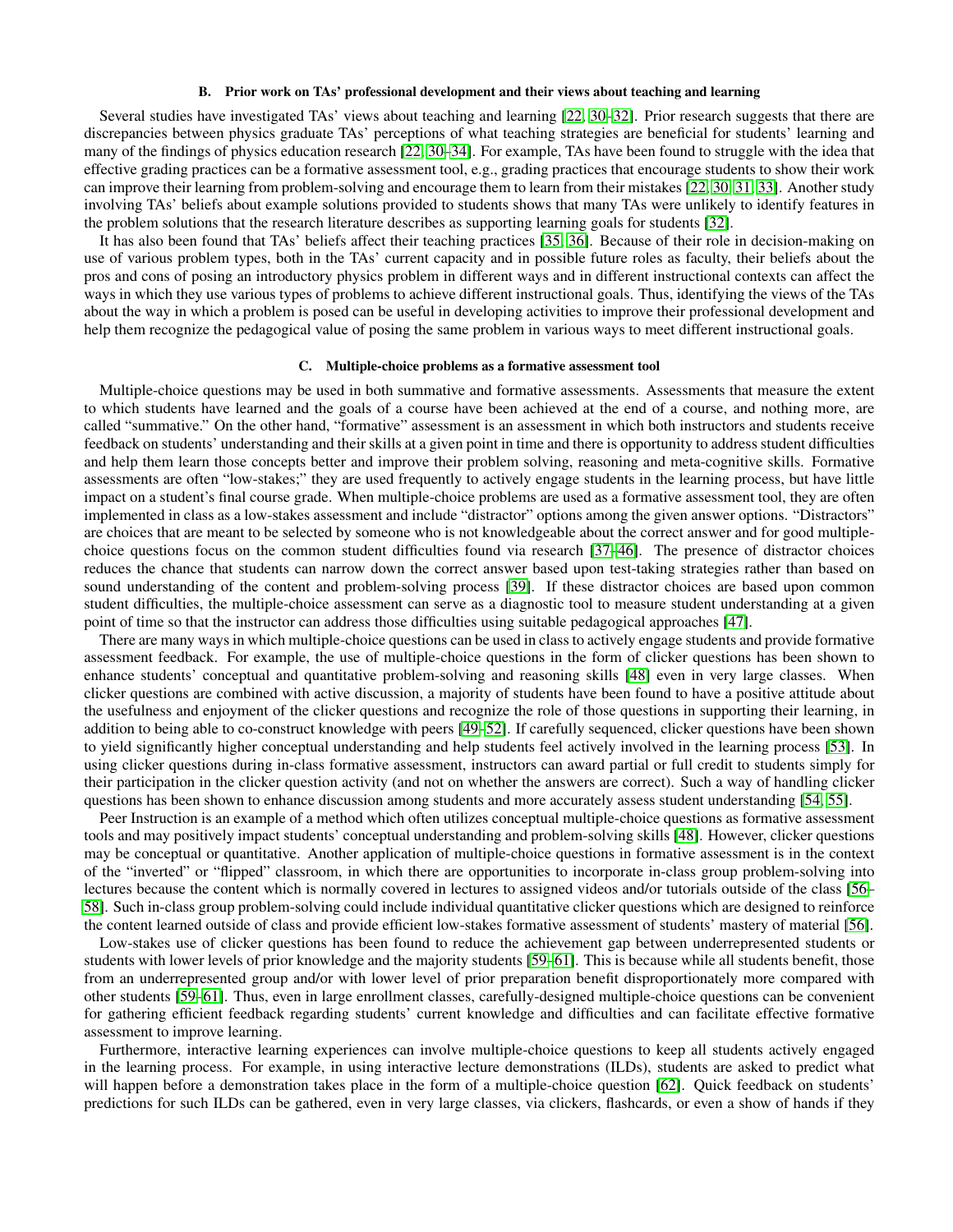### B. Prior work on TAs' professional development and their views about teaching and learning

Several studies have investigated TAs' views about teaching and learning [22, 30–32]. Prior research suggests that there are discrepancies between physics graduate TAs' perceptions of what teaching strategies are beneficial for students' learning and many of the findings of physics education research [22, 30–34]. For example, TAs have been found to struggle with the idea that effective grading practices can be a formative assessment tool, e.g., grading practices that encourage students to show their work can improve their learning from problem-solving and encourage them to learn from their mistakes [22, 30, 31, 33]. Another study involving TAs' beliefs about example solutions provided to students shows that many TAs were unlikely to identify features in the problem solutions that the research literature describes as supporting learning goals for students [32].

It has also been found that TAs' beliefs affect their teaching practices [35, 36]. Because of their role in decision-making on use of various problem types, both in the TAs' current capacity and in possible future roles as faculty, their beliefs about the pros and cons of posing an introductory physics problem in different ways and in different instructional contexts can affect the ways in which they use various types of problems to achieve different instructional goals. Thus, identifying the views of the TAs about the way in which a problem is posed can be useful in developing activities to improve their professional development and help them recognize the pedagogical value of posing the same problem in various ways to meet different instructional goals.

### C. Multiple-choice problems as a formative assessment tool

Multiple-choice questions may be used in both summative and formative assessments. Assessments that measure the extent to which students have learned and the goals of a course have been achieved at the end of a course, and nothing more, are called "summative." On the other hand, "formative" assessment is an assessment in which both instructors and students receive feedback on students' understanding and their skills at a given point in time and there is opportunity to address student difficulties and help them learn those concepts better and improve their problem solving, reasoning and meta-cognitive skills. Formative assessments are often "low-stakes;" they are used frequently to actively engage students in the learning process, but have little impact on a student's final course grade. When multiple-choice problems are used as a formative assessment tool, they are often implemented in class as a low-stakes assessment and include "distractor" options among the given answer options. "Distractors" are choices that are meant to be selected by someone who is not knowledgeable about the correct answer and for good multiple-choice questions focus on the common student difficulties found via research [37–46]. The presence of distractor choices reduces the chance that students can narrow down the correct answer based upon test-taking strategies rather than based on sound understanding of the content and problem-solving process [39]. If these distractor choices are based upon common student difficulties, the multiple-choice assessment can serve as a diagnostic tool to measure student understanding at a given point of time so that the instructor can address those difficulties using suitable pedagogical approaches [47].

There are many ways in which multiple-choice questions can be used in class to actively engage students and provide formative assessment feedback. For example, the use of multiple-choice questions in the form of clicker questions has been shown to enhance students' conceptual and quantitative problem-solving and reasoning skills [48] even in very large classes. When clicker questions are combined with active discussion, a majority of students have been found to have a positive attitude about the usefulness and enjoyment of the clicker questions and recognize the role of those questions in supporting their learning, in addition to being able to co-construct knowledge with peers [49–52]. If carefully sequenced, clicker questions have been shown to yield significantly higher conceptual understanding and help students feel actively involved in the learning process [53]. In using clicker questions during in-class formative assessment, instructors can award partial or full credit to students simply for their participation in the clicker question activity (and not on whether the answers are correct). Such a way of handling clicker questions has been shown to enhance discussion among students and more accurately assess student understanding [54, 55].

Peer Instruction is an example of a method which often utilizes conceptual multiple-choice questions as formative assessment tools and may positively impact students' conceptual understanding and problem-solving skills [48]. However, clicker questions may be conceptual or quantitative. Another application of multiple-choice questions in formative assessment is in the context of the "inverted" or "flipped" classroom, in which there are opportunities to incorporate in-class group problem-solving into lectures because the content which is normally covered in lectures to assigned videos and/or tutorials outside of the class [56–58]. Such in-class group problem-solving could include individual quantitative clicker questions which are designed to reinforce the content learned outside of class and provide efficient low-stakes formative assessment of students' mastery of material [56].

Low-stakes use of clicker questions has been found to reduce the achievement gap between underrepresented students or students with lower levels of prior knowledge and the majority students [59–61]. This is because while all students benefit, those from an underrepresented group and/or with lower level of prior preparation benefit disproportionately more compared with other students [59–61]. Thus, even in large enrollment classes, carefully-designed multiple-choice questions can be convenient for gathering efficient feedback regarding students' current knowledge and difficulties and can facilitate effective formative assessment to improve learning.

Furthermore, interactive learning experiences can involve multiple-choice questions to keep all students actively engaged in the learning process. For example, in using interactive lecture demonstrations (ILDs), students are asked to predict what will happen before a demonstration takes place in the form of a multiple-choice question [62]. Quick feedback on students' predictions for such ILDs can be gathered, even in very large classes, via clickers, flashcards, or even a show of hands if they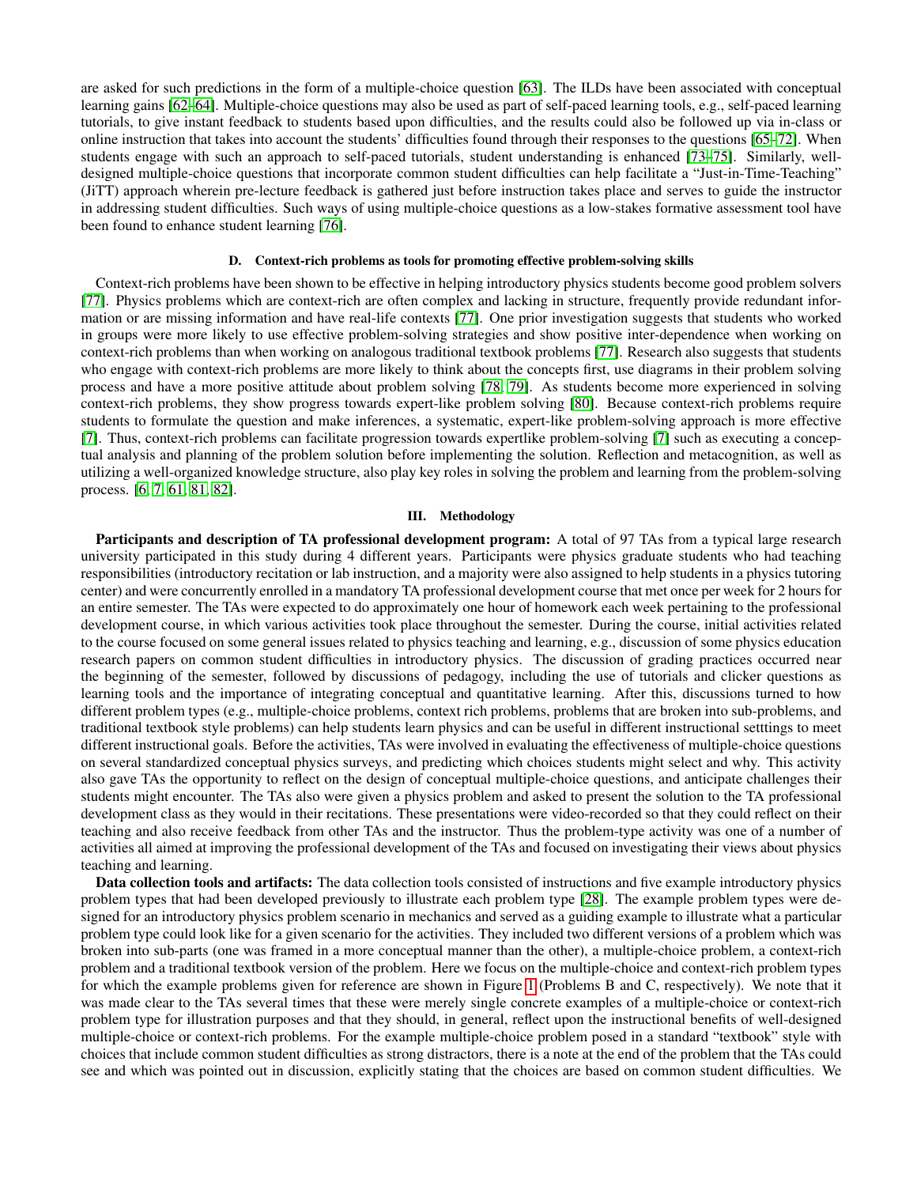are asked for such predictions in the form of a multiple-choice question [63]. The ILDs have been associated with conceptual learning gains [62–64]. Multiple-choice questions may also be used as part of self-paced learning tools, e.g., self-paced learning tutorials, to give instant feedback to students based upon difficulties, and the results could also be followed up via in-class or online instruction that takes into account the students' difficulties found through their responses to the questions [65–72]. When students engage with such an approach to self-paced tutorials, student understanding is enhanced [73–75]. Similarly, well-designed multiple-choice questions that incorporate common student difficulties can help facilitate a "Just-in-Time-Teaching" (JiTT) approach wherein pre-lecture feedback is gathered just before instruction takes place and serves to guide the instructor in addressing student difficulties. Such ways of using multiple-choice questions as a low-stakes formative assessment tool have been found to enhance student learning [76].

#### D. Context-rich problems as tools for promoting effective problem-solving skills

Context-rich problems have been shown to be effective in helping introductory physics students become good problem solvers [77]. Physics problems which are context-rich are often complex and lacking in structure, frequently provide redundant information or are missing information and have real-life contexts [77]. One prior investigation suggests that students who worked in groups were more likely to use effective problem-solving strategies and show positive inter-dependence when working on context-rich problems than when working on analogous traditional textbook problems [77]. Research also suggests that students who engage with context-rich problems are more likely to think about the concepts first, use diagrams in their problem solving process and have a more positive attitude about problem solving [78, 79]. As students become more experienced in solving context-rich problems, they show progress towards expert-like problem solving [80]. Because context-rich problems require students to formulate the question and make inferences, a systematic, expert-like problem-solving approach is more effective [7]. Thus, context-rich problems can facilitate progression towards expertlike problem-solving [7] such as executing a conceptual analysis and planning of the problem solution before implementing the solution. Reflection and metacognition, as well as utilizing a well-organized knowledge structure, also play key roles in solving the problem and learning from the problem-solving process. [6, 7, 61, 81, 82].

## III. Methodology

**Participants and description of TA professional development program:** A total of 97 TAs from a typical large research university participated in this study during 4 different years. Participants were physics graduate students who had teaching responsibilities (introductory recitation or lab instruction, and a majority were also assigned to help students in a physics tutoring center) and were concurrently enrolled in a mandatory TA professional development course that met once per week for 2 hours for an entire semester. The TAs were expected to do approximately one hour of homework each week pertaining to the professional development course, in which various activities took place throughout the semester. During the course, initial activities related to the course focused on some general issues related to physics teaching and learning, e.g., discussion of some physics education research papers on common student difficulties in introductory physics. The discussion of grading practices occurred near the beginning of the semester, followed by discussions of pedagogy, including the use of tutorials and clicker questions as learning tools and the importance of integrating conceptual and quantitative learning. After this, discussions turned to how different problem types (e.g., multiple-choice problems, context rich problems, problems that are broken into sub-problems, and traditional textbook style problems) can help students learn physics and can be useful in different instructional setttings to meet different instructional goals. Before the activities, TAs were involved in evaluating the effectiveness of multiple-choice questions on several standardized conceptual physics surveys, and predicting which choices students might select and why. This activity also gave TAs the opportunity to reflect on the design of conceptual multiple-choice questions, and anticipate challenges their students might encounter. The TAs also were given a physics problem and asked to present the solution to the TA professional development class as they would in their recitations. These presentations were video-recorded so that they could reflect on their teaching and also receive feedback from other TAs and the instructor. Thus the problem-type activity was one of a number of activities all aimed at improving the professional development of the TAs and focused on investigating their views about physics teaching and learning.

**Data collection tools and artifacts:** The data collection tools consisted of instructions and five example introductory physics problem types that had been developed previously to illustrate each problem type [28]. The example problem types were designed for an introductory physics problem scenario in mechanics and served as a guiding example to illustrate what a particular problem type could look like for a given scenario for the activities. They included two different versions of a problem which was broken into sub-parts (one was framed in a more conceptual manner than the other), a multiple-choice problem, a context-rich problem and a traditional textbook version of the problem. Here we focus on the multiple-choice and context-rich problem types for which the example problems given for reference are shown in Figure 1 (Problems B and C, respectively). We note that it was made clear to the TAs several times that these were merely single concrete examples of a multiple-choice or context-rich problem type for illustration purposes and that they should, in general, reflect upon the instructional benefits of well-designed multiple-choice or context-rich problems. For the example multiple-choice problem posed in a standard "textbook" style with choices that include common student difficulties as strong distractors, there is a note at the end of the problem that the TAs could see and which was pointed out in discussion, explicitly stating that the choices are based on common student difficulties. We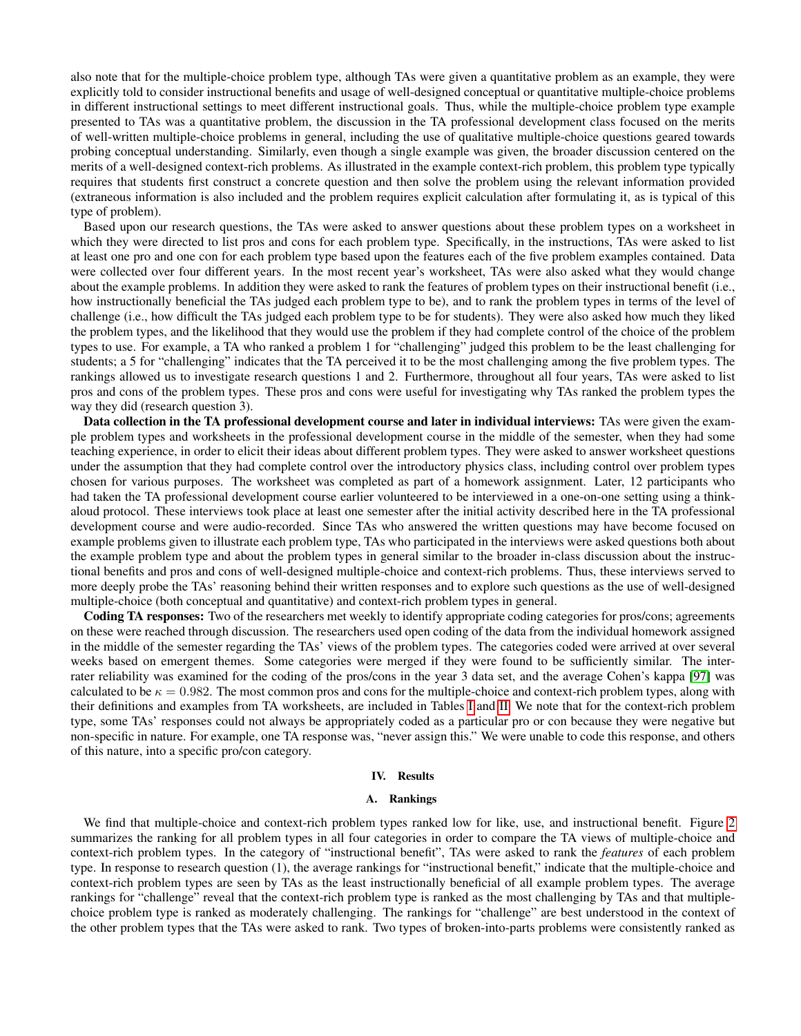also note that for the multiple-choice problem type, although TAs were given a quantitative problem as an example, they were explicitly told to consider instructional benefits and usage of well-designed conceptual or quantitative multiple-choice problems in different instructional settings to meet different instructional goals. Thus, while the multiple-choice problem type example presented to TAs was a quantitative problem, the discussion in the TA professional development class focused on the merits of well-written multiple-choice problems in general, including the use of qualitative multiple-choice questions geared towards probing conceptual understanding. Similarly, even though a single example was given, the broader discussion centered on the merits of a well-designed context-rich problems. As illustrated in the example context-rich problem, this problem type typically requires that students first construct a concrete question and then solve the problem using the relevant information provided (extraneous information is also included and the problem requires explicit calculation after formulating it, as is typical of this type of problem).

Based upon our research questions, the TAs were asked to answer questions about these problem types on a worksheet in which they were directed to list pros and cons for each problem type. Specifically, in the instructions, TAs were asked to list at least one pro and one con for each problem type based upon the features each of the five problem examples contained. Data were collected over four different years. In the most recent year's worksheet, TAs were also asked what they would change about the example problems. In addition they were asked to rank the features of problem types on their instructional benefit (i.e., how instructionally beneficial the TAs judged each problem type to be), and to rank the problem types in terms of the level of challenge (i.e., how difficult the TAs judged each problem type to be for students). They were also asked how much they liked the problem types, and the likelihood that they would use the problem if they had complete control of the choice of the problem types to use. For example, a TA who ranked a problem 1 for "challenging" judged this problem to be the least challenging for students; a 5 for "challenging" indicates that the TA perceived it to be the most challenging among the five problem types. The rankings allowed us to investigate research questions 1 and 2. Furthermore, throughout all four years, TAs were asked to list pros and cons of the problem types. These pros and cons were useful for investigating why TAs ranked the problem types the way they did (research question 3).

**Data collection in the TA professional development course and later in individual interviews:** TAs were given the example problem types and worksheets in the professional development course in the middle of the semester, when they had some teaching experience, in order to elicit their ideas about different problem types. They were asked to answer worksheet questions under the assumption that they had complete control over the introductory physics class, including control over problem types chosen for various purposes. The worksheet was completed as part of a homework assignment. Later, 12 participants who had taken the TA professional development course earlier volunteered to be interviewed in a one-on-one setting using a think-aloud protocol. These interviews took place at least one semester after the initial activity described here in the TA professional development course and were audio-recorded. Since TAs who answered the written questions may have become focused on example problems given to illustrate each problem type, TAs who participated in the interviews were asked questions both about the example problem type and about the problem types in general similar to the broader in-class discussion about the instructional benefits and pros and cons of well-designed multiple-choice and context-rich problems. Thus, these interviews served to more deeply probe the TAs' reasoning behind their written responses and to explore such questions as the use of well-designed multiple-choice (both conceptual and quantitative) and context-rich problem types in general.

**Coding TA responses:** Two of the researchers met weekly to identify appropriate coding categories for pros/cons; agreements on these were reached through discussion. The researchers used open coding of the data from the individual homework assigned in the middle of the semester regarding the TAs' views of the problem types. The categories coded were arrived at over several weeks based on emergent themes. Some categories were merged if they were found to be sufficiently similar. The inter-rater reliability was examined for the coding of the pros/cons in the year 3 data set, and the average Cohen's kappa [97] was calculated to be $\kappa = 0.982$. The most common pros and cons for the multiple-choice and context-rich problem types, along with their definitions and examples from TA worksheets, are included in Tables I and II. We note that for the context-rich problem type, some TAs' responses could not always be appropriately coded as a particular pro or con because they were negative but non-specific in nature. For example, one TA response was, "never assign this." We were unable to code this response, and others of this nature, into a specific pro/con category.

## IV. Results

### A. Rankings

We find that multiple-choice and context-rich problem types ranked low for like, use, and instructional benefit. Figure 2 summarizes the ranking for all problem types in all four categories in order to compare the TA views of multiple-choice and context-rich problem types. In the category of "instructional benefit", TAs were asked to rank the *features* of each problem type. In response to research question (1), the average rankings for "instructional benefit," indicate that the multiple-choice and context-rich problem types are seen by TAs as the least instructionally beneficial of all example problem types. The average rankings for "challenge" reveal that the context-rich problem type is ranked as the most challenging by TAs and that multiple-choice problem type is ranked as moderately challenging. The rankings for "challenge" are best understood in the context of the other problem types that the TAs were asked to rank. Two types of broken-into-parts problems were consistently ranked as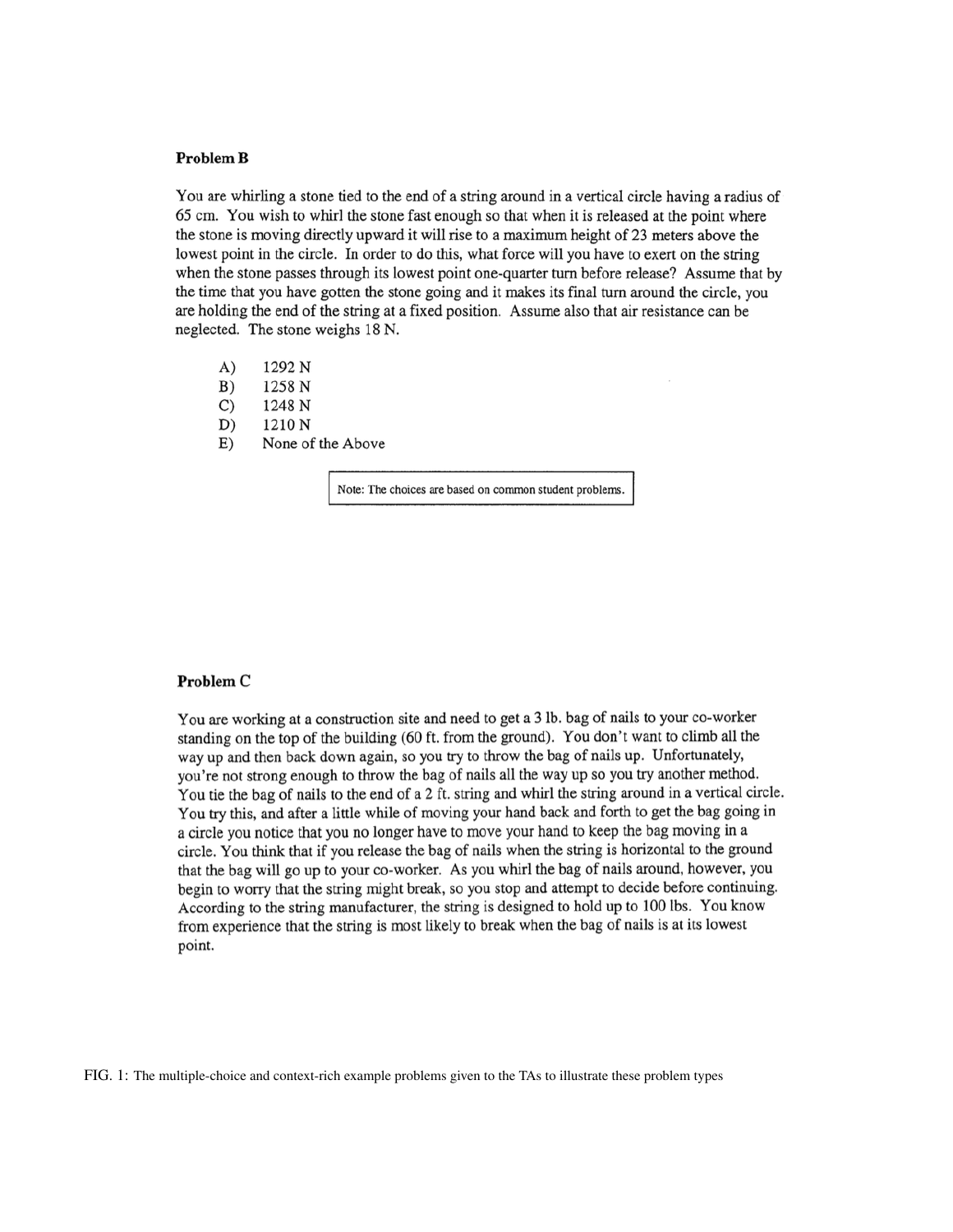**Problem B**

You are whirling a stone tied to the end of a string around in a vertical circle having a radius of 65 cm. You wish to whirl the stone fast enough so that when it is released at the point where the stone is moving directly upward it will rise to a maximum height of 23 meters above the lowest point in the circle. In order to do this, what force will you have to exert on the string when the stone passes through its lowest point one-quarter turn before release? Assume that by the time that you have gotten the stone going and it makes its final turn around the circle, you are holding the end of the string at a fixed position. Assume also that air resistance can be neglected. The stone weighs 18 N.

A) 1292 N
B) 1258 N
C) 1248 N
D) 1210 N
E) None of the Above

Note: The choices are based on common student problems.

**Problem C**

You are working at a construction site and need to get a 3 lb. bag of nails to your co-worker standing on the top of the building (60 ft. from the ground). You don't want to climb all the way up and then back down again, so you try to throw the bag of nails up. Unfortunately, you're not strong enough to throw the bag of nails all the way up so you try another method. You tie the bag of nails to the end of a 2 ft. string and whirl the string around in a vertical circle. You try this, and after a little while of moving your hand back and forth to get the bag going in a circle you notice that you no longer have to move your hand to keep the bag moving in a circle. You think that if you release the bag of nails when the string is horizontal to the ground that the bag will go up to your co-worker. As you whirl the bag of nails around, however, you begin to worry that the string might break, so you stop and attempt to decide before continuing. According to the string manufacturer, the string is designed to hold up to 100 lbs. You know from experience that the string is most likely to break when the bag of nails is at its lowest point.

FIG. 1: The multiple-choice and context-rich example problems given to the TAs to illustrate these problem types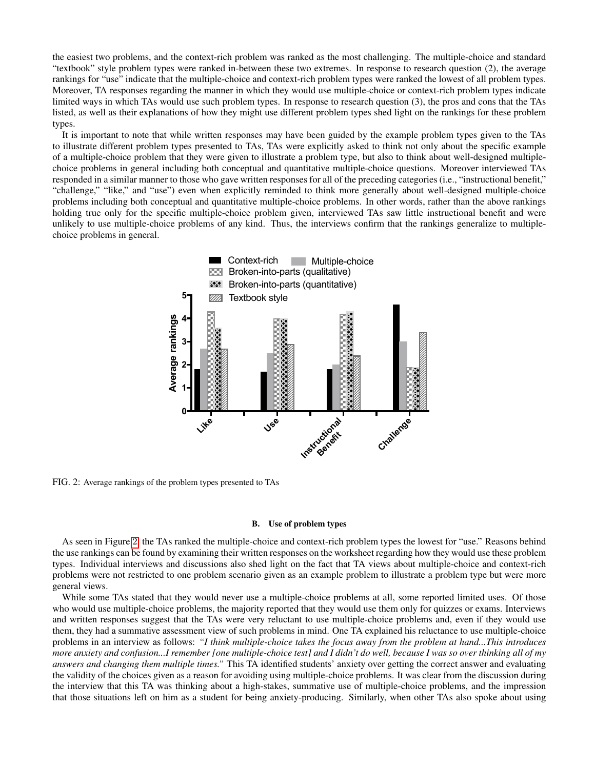the easiest two problems, and the context-rich problem was ranked as the most challenging. The multiple-choice and standard "textbook" style problem types were ranked in-between these two extremes. In response to research question (2), the average rankings for "use" indicate that the multiple-choice and context-rich problem types were ranked the lowest of all problem types. Moreover, TA responses regarding the manner in which they would use multiple-choice or context-rich problem types indicate limited ways in which TAs would use such problem types. In response to research question (3), the pros and cons that the TAs listed, as well as their explanations of how they might use different problem types shed light on the rankings for these problem types.

It is important to note that while written responses may have been guided by the example problem types given to the TAs to illustrate different problem types presented to TAs, TAs were explicitly asked to think not only about the specific example of a multiple-choice problem that they were given to illustrate a problem type, but also to think about well-designed multiple-choice problems in general including both conceptual and quantitative multiple-choice questions. Moreover interviewed TAs responded in a similar manner to those who gave written responses for all of the preceding categories (i.e., "instructional benefit," "challenge," "like," and "use") even when explicitly reminded to think more generally about well-designed multiple-choice problems including both conceptual and quantitative multiple-choice problems. In other words, rather than the above rankings holding true only for the specific multiple-choice problem given, interviewed TAs saw little instructional benefit and were unlikely to use multiple-choice problems of any kind. Thus, the interviews confirm that the rankings generalize to multiple-choice problems in general.

FIG. 2: Average rankings of the problem types presented to TAs

### B. Use of problem types

As seen in Figure 2, the TAs ranked the multiple-choice and context-rich problem types the lowest for "use." Reasons behind the use rankings can be found by examining their written responses on the worksheet regarding how they would use these problem types. Individual interviews and discussions also shed light on the fact that TA views about multiple-choice and context-rich problems were not restricted to one problem scenario given as an example problem to illustrate a problem type but were more general views.

While some TAs stated that they would never use a multiple-choice problems at all, some reported limited uses. Of those who would use multiple-choice problems, the majority reported that they would use them only for quizzes or exams. Interviews and written responses suggest that the TAs were very reluctant to use multiple-choice problems and, even if they would use them, they had a summative assessment view of such problems in mind. One TA explained his reluctance to use multiple-choice problems in an interview as follows: *"I think multiple-choice takes the focus away from the problem at hand...This introduces more anxiety and confusion...I remember [one multiple-choice test] and I didn't do well, because I was so over thinking all of my answers and changing them multiple times."* This TA identified students' anxiety over getting the correct answer and evaluating the validity of the choices given as a reason for avoiding using multiple-choice problems. It was clear from the discussion during the interview that this TA was thinking about a high-stakes, summative use of multiple-choice problems, and the impression that those situations left on him as a student for being anxiety-producing. Similarly, when other TAs also spoke about using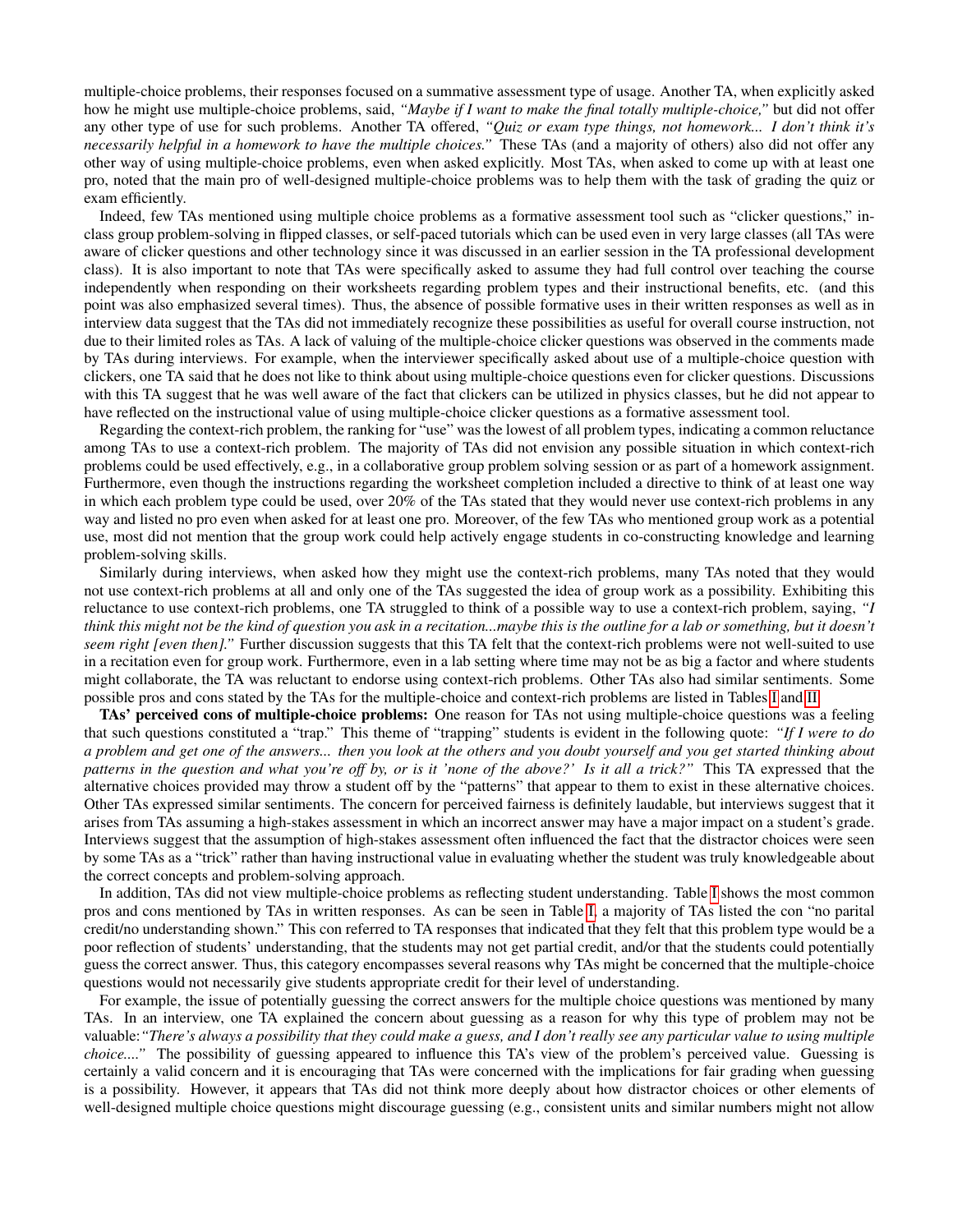multiple-choice problems, their responses focused on a summative assessment type of usage. Another TA, when explicitly asked how he might use multiple-choice problems, said, *"Maybe if I want to make the final totally multiple-choice,"* but did not offer any other type of use for such problems. Another TA offered, *"Quiz or exam type things, not homework... I don't think it's necessarily helpful in a homework to have the multiple choices."* These TAs (and a majority of others) also did not offer any other way of using multiple-choice problems, even when asked explicitly. Most TAs, when asked to come up with at least one pro, noted that the main pro of well-designed multiple-choice problems was to help them with the task of grading the quiz or exam efficiently.

Indeed, few TAs mentioned using multiple choice problems as a formative assessment tool such as "clicker questions," in-class group problem-solving in flipped classes, or self-paced tutorials which can be used even in very large classes (all TAs were aware of clicker questions and other technology since it was discussed in an earlier session in the TA professional development class). It is also important to note that TAs were specifically asked to assume they had full control over teaching the course independently when responding on their worksheets regarding problem types and their instructional benefits, etc. (and this point was also emphasized several times). Thus, the absence of possible formative uses in their written responses as well as in interview data suggest that the TAs did not immediately recognize these possibilities as useful for overall course instruction, not due to their limited roles as TAs. A lack of valuing of the multiple-choice clicker questions was observed in the comments made by TAs during interviews. For example, when the interviewer specifically asked about use of a multiple-choice question with clickers, one TA said that he does not like to think about using multiple-choice questions even for clicker questions. Discussions with this TA suggest that he was well aware of the fact that clickers can be utilized in physics classes, but he did not appear to have reflected on the instructional value of using multiple-choice clicker questions as a formative assessment tool.

Regarding the context-rich problem, the ranking for "use" was the lowest of all problem types, indicating a common reluctance among TAs to use a context-rich problem. The majority of TAs did not envision any possible situation in which context-rich problems could be used effectively, e.g., in a collaborative group problem solving session or as part of a homework assignment. Furthermore, even though the instructions regarding the worksheet completion included a directive to think of at least one way in which each problem type could be used, over 20% of the TAs stated that they would never use context-rich problems in any way and listed no pro even when asked for at least one pro. Moreover, of the few TAs who mentioned group work as a potential use, most did not mention that the group work could help actively engage students in co-constructing knowledge and learning problem-solving skills.

Similarly during interviews, when asked how they might use the context-rich problems, many TAs noted that they would not use context-rich problems at all and only one of the TAs suggested the idea of group work as a possibility. Exhibiting this reluctance to use context-rich problems, one TA struggled to think of a possible way to use a context-rich problem, saying, *"I think this might not be the kind of question you ask in a recitation...maybe this is the outline for a lab or something, but it doesn't seem right [even then]."* Further discussion suggests that this TA felt that the context-rich problems were not well-suited to use in a recitation even for group work. Furthermore, even in a lab setting where time may not be as big a factor and where students might collaborate, the TA was reluctant to endorse using context-rich problems. Other TAs also had similar sentiments. Some possible pros and cons stated by the TAs for the multiple-choice and context-rich problems are listed in Tables I and II.

**TAs' perceived cons of multiple-choice problems:** One reason for TAs not using multiple-choice questions was a feeling that such questions constituted a "trap." This theme of "trapping" students is evident in the following quote: *"If I were to do a problem and get one of the answers... then you look at the others and you doubt yourself and you get started thinking about patterns in the question and what you're off by, or is it 'none of the above?' Is it all a trick?"* This TA expressed that the alternative choices provided may throw a student off by the "patterns" that appear to them to exist in these alternative choices. Other TAs expressed similar sentiments. The concern for perceived fairness is definitely laudable, but interviews suggest that it arises from TAs assuming a high-stakes assessment in which an incorrect answer may have a major impact on a student's grade. Interviews suggest that the assumption of high-stakes assessment often influenced the fact that the distractor choices were seen by some TAs as a "trick" rather than having instructional value in evaluating whether the student was truly knowledgeable about the correct concepts and problem-solving approach.

In addition, TAs did not view multiple-choice problems as reflecting student understanding. Table I shows the most common pros and cons mentioned by TAs in written responses. As can be seen in Table I, a majority of TAs listed the con "no parital credit/no understanding shown." This con referred to TA responses that indicated that they felt that this problem type would be a poor reflection of students' understanding, that the students may not get partial credit, and/or that the students could potentially guess the correct answer. Thus, this category encompasses several reasons why TAs might be concerned that the multiple-choice questions would not necessarily give students appropriate credit for their level of understanding.

For example, the issue of potentially guessing the correct answers for the multiple choice questions was mentioned by many TAs. In an interview, one TA explained the concern about guessing as a reason for why this type of problem may not be valuable:*"There's always a possibility that they could make a guess, and I don't really see any particular value to using multiple choice...."* The possibility of guessing appeared to influence this TA's view of the problem's perceived value. Guessing is certainly a valid concern and it is encouraging that TAs were concerned with the implications for fair grading when guessing is a possibility. However, it appears that TAs did not think more deeply about how distractor choices or other elements of well-designed multiple choice questions might discourage guessing (e.g., consistent units and similar numbers might not allow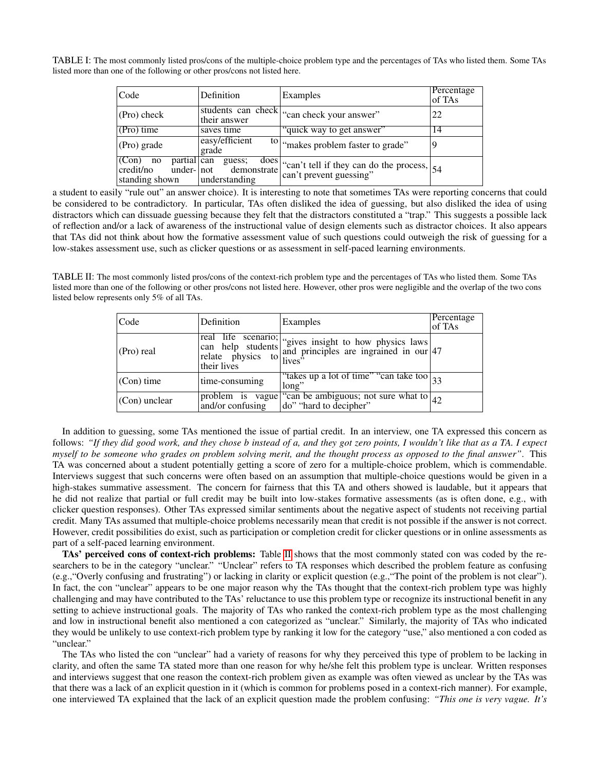TABLE I: The most commonly listed pros/cons of the multiple-choice problem type and the percentages of TAs who listed them. Some TAs listed more than one of the following or other pros/cons not listed here.

| Code | Definition | Examples | Percentage of TAs |
|---|---|---|---|
| (Pro) check | students can check their answer | "can check your answer" | 22 |
| (Pro) time | saves time | "quick way to get answer" | 14 |
| (Pro) grade | easy/efficient to grade | "makes problem faster to grade" | 9 |
| (Con) no partial credit/no understanding shown | can guess; does not demonstrate understanding | "can't tell if they can do the process, can't prevent guessing" | 54 |

a student to easily "rule out" an answer choice). It is interesting to note that sometimes TAs were reporting concerns that could be considered to be contradictory. In particular, TAs often disliked the idea of guessing, but also disliked the idea of using distractors which can dissuade guessing because they felt that the distractors constituted a "trap." This suggests a possible lack of reflection and/or a lack of awareness of the instructional value of design elements such as distractor choices. It also appears that TAs did not think about how the formative assessment value of such questions could outweigh the risk of guessing for a low-stakes assessment use, such as clicker questions or as assessment in self-paced learning environments.

TABLE II: The most commonly listed pros/cons of the context-rich problem type and the percentages of TAs who listed them. Some TAs listed more than one of the following or other pros/cons not listed here. However, other pros were negligible and the overlap of the two cons listed below represents only 5% of all TAs.

| Code | Definition | Examples | Percentage of TAs |
|---|---|---|---|
| (Pro) real | real life scenario; can help students relate physics to their lives | "gives insight to how physics laws and principles are ingrained in our lives" | 47 |
| (Con) time | time-consuming | "takes up a lot of time" "can take too long" | 33 |
| (Con) unclear | problem is vague and/or confusing | "can be ambiguous; not sure what to do" "hard to decipher" | 42 |

In addition to guessing, some TAs mentioned the issue of partial credit. In an interview, one TA expressed this concern as follows: *"If they did good work, and they chose b instead of a, and they got zero points, I wouldn't like that as a TA. I expect myself to be someone who grades on problem solving merit, and the thought process as opposed to the final answer"*. This TA was concerned about a student potentially getting a score of zero for a multiple-choice problem, which is commendable. Interviews suggest that such concerns were often based on an assumption that multiple-choice questions would be given in a high-stakes summative assessment. The concern for fairness that this TA and others showed is laudable, but it appears that he did not realize that partial or full credit may be built into low-stakes formative assessments (as is often done, e.g., with clicker question responses). Other TAs expressed similar sentiments about the negative aspect of students not receiving partial credit. Many TAs assumed that multiple-choice problems necessarily mean that credit is not possible if the answer is not correct. However, credit possibilities do exist, such as participation or completion credit for clicker questions or in online assessments as part of a self-paced learning environment.

**TAs' perceived cons of context-rich problems:** Table II shows that the most commonly stated con was coded by the researchers to be in the category "unclear." "Unclear" refers to TA responses which described the problem feature as confusing (e.g.,"Overly confusing and frustrating") or lacking in clarity or explicit question (e.g.,"The point of the problem is not clear"). In fact, the con "unclear" appears to be one major reason why the TAs thought that the context-rich problem type was highly challenging and may have contributed to the TAs' reluctance to use this problem type or recognize its instructional benefit in any setting to achieve instructional goals. The majority of TAs who ranked the context-rich problem type as the most challenging and low in instructional benefit also mentioned a con categorized as "unclear." Similarly, the majority of TAs who indicated they would be unlikely to use context-rich problem type by ranking it low for the category "use," also mentioned a con coded as "unclear."

The TAs who listed the con "unclear" had a variety of reasons for why they perceived this type of problem to be lacking in clarity, and often the same TA stated more than one reason for why he/she felt this problem type is unclear. Written responses and interviews suggest that one reason the context-rich problem given as example was often viewed as unclear by the TAs was that there was a lack of an explicit question in it (which is common for problems posed in a context-rich manner). For example, one interviewed TA explained that the lack of an explicit question made the problem confusing: *"This one is very vague. It's*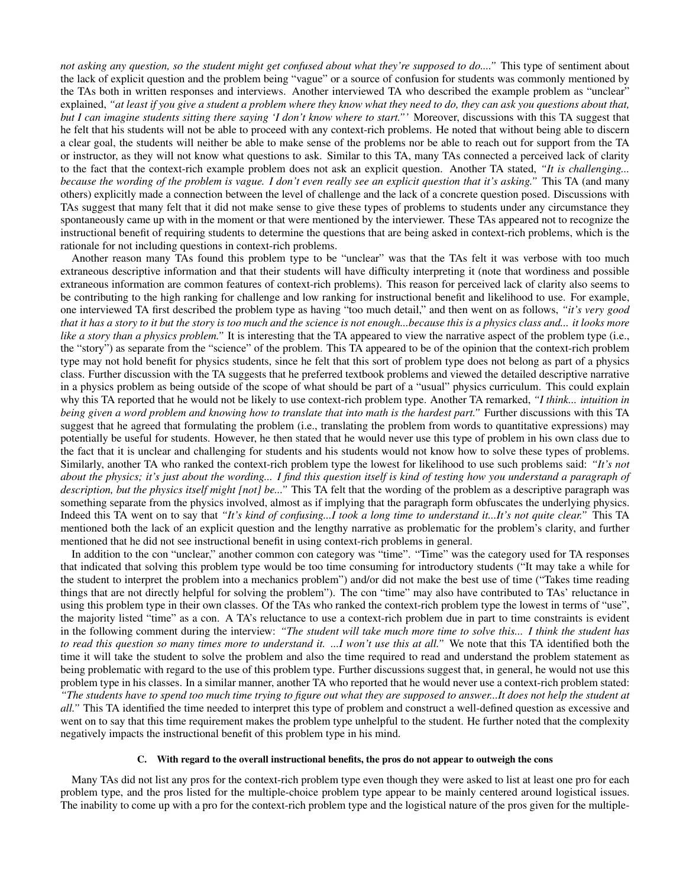*not asking any question, so the student might get confused about what they're supposed to do...."* This type of sentiment about the lack of explicit question and the problem being "vague" or a source of confusion for students was commonly mentioned by the TAs both in written responses and interviews. Another interviewed TA who described the example problem as "unclear" explained, *"at least if you give a student a problem where they know what they need to do, they can ask you questions about that, but I can imagine students sitting there saying 'I don't know where to start."'* Moreover, discussions with this TA suggest that he felt that his students will not be able to proceed with any context-rich problems. He noted that without being able to discern a clear goal, the students will neither be able to make sense of the problems nor be able to reach out for support from the TA or instructor, as they will not know what questions to ask. Similar to this TA, many TAs connected a perceived lack of clarity to the fact that the context-rich example problem does not ask an explicit question. Another TA stated, *"It is challenging... because the wording of the problem is vague. I don't even really see an explicit question that it's asking."* This TA (and many others) explicitly made a connection between the level of challenge and the lack of a concrete question posed. Discussions with TAs suggest that many felt that it did not make sense to give these types of problems to students under any circumstance they spontaneously came up with in the moment or that were mentioned by the interviewer. These TAs appeared not to recognize the instructional benefit of requiring students to determine the questions that are being asked in context-rich problems, which is the rationale for not including questions in context-rich problems.

Another reason many TAs found this problem type to be "unclear" was that the TAs felt it was verbose with too much extraneous descriptive information and that their students will have difficulty interpreting it (note that wordiness and possible extraneous information are common features of context-rich problems). This reason for perceived lack of clarity also seems to be contributing to the high ranking for challenge and low ranking for instructional benefit and likelihood to use. For example, one interviewed TA first described the problem type as having "too much detail," and then went on as follows, *"it's very good that it has a story to it but the story is too much and the science is not enough...because this is a physics class and... it looks more like a story than a physics problem."* It is interesting that the TA appeared to view the narrative aspect of the problem type (i.e., the "story") as separate from the "science" of the problem. This TA appeared to be of the opinion that the context-rich problem type may not hold benefit for physics students, since he felt that this sort of problem type does not belong as part of a physics class. Further discussion with the TA suggests that he preferred textbook problems and viewed the detailed descriptive narrative in a physics problem as being outside of the scope of what should be part of a "usual" physics curriculum. This could explain why this TA reported that he would not be likely to use context-rich problem type. Another TA remarked, *"I think... intuition in being given a word problem and knowing how to translate that into math is the hardest part."* Further discussions with this TA suggest that he agreed that formulating the problem (i.e., translating the problem from words to quantitative expressions) may potentially be useful for students. However, he then stated that he would never use this type of problem in his own class due to the fact that it is unclear and challenging for students and his students would not know how to solve these types of problems. Similarly, another TA who ranked the context-rich problem type the lowest for likelihood to use such problems said: *"It's not about the physics; it's just about the wording... I find this question itself is kind of testing how you understand a paragraph of description, but the physics itself might [not] be..."* This TA felt that the wording of the problem as a descriptive paragraph was something separate from the physics involved, almost as if implying that the paragraph form obfuscates the underlying physics. Indeed this TA went on to say that *"It's kind of confusing...I took a long time to understand it...It's not quite clear."* This TA mentioned both the lack of an explicit question and the lengthy narrative as problematic for the problem's clarity, and further mentioned that he did not see instructional benefit in using context-rich problems in general.

In addition to the con "unclear," another common con category was "time". "Time" was the category used for TA responses that indicated that solving this problem type would be too time consuming for introductory students ("It may take a while for the student to interpret the problem into a mechanics problem") and/or did not make the best use of time ("Takes time reading things that are not directly helpful for solving the problem"). The con "time" may also have contributed to TAs' reluctance in using this problem type in their own classes. Of the TAs who ranked the context-rich problem type the lowest in terms of "use", the majority listed "time" as a con. A TA's reluctance to use a context-rich problem due in part to time constraints is evident in the following comment during the interview: *"The student will take much more time to solve this... I think the student has to read this question so many times more to understand it. ...I won't use this at all."* We note that this TA identified both the time it will take the student to solve the problem and also the time required to read and understand the problem statement as being problematic with regard to the use of this problem type. Further discussions suggest that, in general, he would not use this problem type in his classes. In a similar manner, another TA who reported that he would never use a context-rich problem stated: *"The students have to spend too much time trying to figure out what they are supposed to answer...It does not help the student at all."* This TA identified the time needed to interpret this type of problem and construct a well-defined question as excessive and went on to say that this time requirement makes the problem type unhelpful to the student. He further noted that the complexity negatively impacts the instructional benefit of this problem type in his mind.

### C. With regard to the overall instructional benefits, the pros do not appear to outweigh the cons

Many TAs did not list any pros for the context-rich problem type even though they were asked to list at least one pro for each problem type, and the pros listed for the multiple-choice problem type appear to be mainly centered around logistical issues. The inability to come up with a pro for the context-rich problem type and the logistical nature of the pros given for the multiple-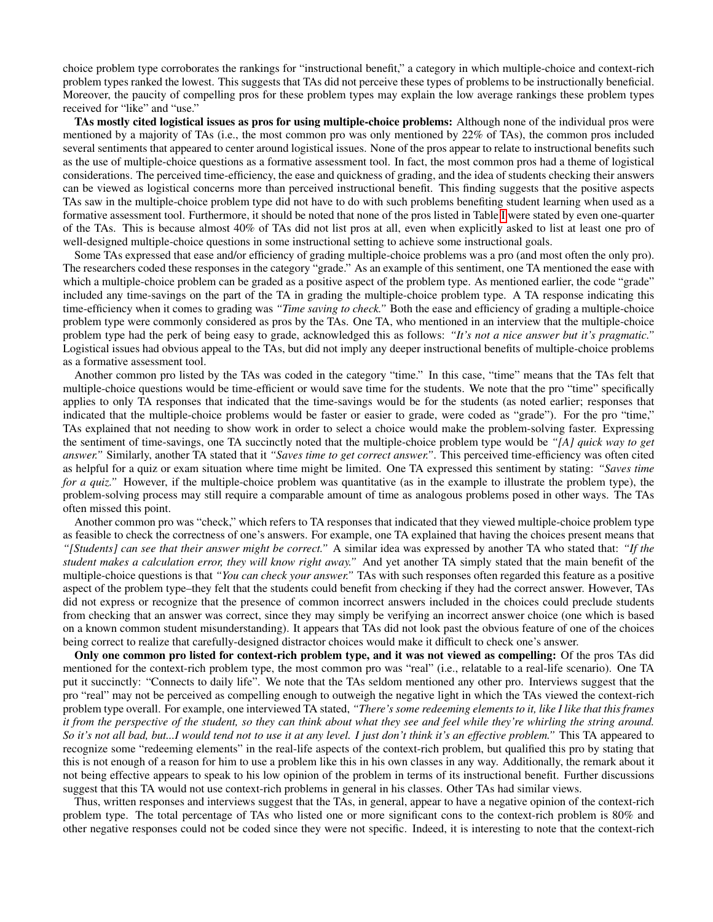choice problem type corroborates the rankings for "instructional benefit," a category in which multiple-choice and context-rich problem types ranked the lowest. This suggests that TAs did not perceive these types of problems to be instructionally beneficial. Moreover, the paucity of compelling pros for these problem types may explain the low average rankings these problem types received for "like" and "use."

**TAs mostly cited logistical issues as pros for using multiple-choice problems:** Although none of the individual pros were mentioned by a majority of TAs (i.e., the most common pro was only mentioned by 22% of TAs), the common pros included several sentiments that appeared to center around logistical issues. None of the pros appear to relate to instructional benefits such as the use of multiple-choice questions as a formative assessment tool. In fact, the most common pros had a theme of logistical considerations. The perceived time-efficiency, the ease and quickness of grading, and the idea of students checking their answers can be viewed as logistical concerns more than perceived instructional benefit. This finding suggests that the positive aspects TAs saw in the multiple-choice problem type did not have to do with such problems benefiting student learning when used as a formative assessment tool. Furthermore, it should be noted that none of the pros listed in Table I were stated by even one-quarter of the TAs. This is because almost 40% of TAs did not list pros at all, even when explicitly asked to list at least one pro of well-designed multiple-choice questions in some instructional setting to achieve some instructional goals.

Some TAs expressed that ease and/or efficiency of grading multiple-choice problems was a pro (and most often the only pro). The researchers coded these responses in the category "grade." As an example of this sentiment, one TA mentioned the ease with which a multiple-choice problem can be graded as a positive aspect of the problem type. As mentioned earlier, the code "grade" included any time-savings on the part of the TA in grading the multiple-choice problem type. A TA response indicating this time-efficiency when it comes to grading was *"Time saving to check."* Both the ease and efficiency of grading a multiple-choice problem type were commonly considered as pros by the TAs. One TA, who mentioned in an interview that the multiple-choice problem type had the perk of being easy to grade, acknowledged this as follows: *"It's not a nice answer but it's pragmatic."* Logistical issues had obvious appeal to the TAs, but did not imply any deeper instructional benefits of multiple-choice problems as a formative assessment tool.

Another common pro listed by the TAs was coded in the category "time." In this case, "time" means that the TAs felt that multiple-choice questions would be time-efficient or would save time for the students. We note that the pro "time" specifically applies to only TA responses that indicated that the time-savings would be for the students (as noted earlier; responses that indicated that the multiple-choice problems would be faster or easier to grade, were coded as "grade"). For the pro "time," TAs explained that not needing to show work in order to select a choice would make the problem-solving faster. Expressing the sentiment of time-savings, one TA succinctly noted that the multiple-choice problem type would be *"[A] quick way to get answer."* Similarly, another TA stated that it *"Saves time to get correct answer."*. This perceived time-efficiency was often cited as helpful for a quiz or exam situation where time might be limited. One TA expressed this sentiment by stating: *"Saves time for a quiz."* However, if the multiple-choice problem was quantitative (as in the example to illustrate the problem type), the problem-solving process may still require a comparable amount of time as analogous problems posed in other ways. The TAs often missed this point.

Another common pro was "check," which refers to TA responses that indicated that they viewed multiple-choice problem type as feasible to check the correctness of one's answers. For example, one TA explained that having the choices present means that *"[Students] can see that their answer might be correct."* A similar idea was expressed by another TA who stated that: *"If the student makes a calculation error, they will know right away."* And yet another TA simply stated that the main benefit of the multiple-choice questions is that *"You can check your answer."* TAs with such responses often regarded this feature as a positive aspect of the problem type–they felt that the students could benefit from checking if they had the correct answer. However, TAs did not express or recognize that the presence of common incorrect answers included in the choices could preclude students from checking that an answer was correct, since they may simply be verifying an incorrect answer choice (one which is based on a known common student misunderstanding). It appears that TAs did not look past the obvious feature of one of the choices being correct to realize that carefully-designed distractor choices would make it difficult to check one's answer.

**Only one common pro listed for context-rich problem type, and it was not viewed as compelling:** Of the pros TAs did mentioned for the context-rich problem type, the most common pro was "real" (i.e., relatable to a real-life scenario). One TA put it succinctly: "Connects to daily life". We note that the TAs seldom mentioned any other pro. Interviews suggest that the pro "real" may not be perceived as compelling enough to outweigh the negative light in which the TAs viewed the context-rich problem type overall. For example, one interviewed TA stated, *"There's some redeeming elements to it, like I like that this frames it from the perspective of the student, so they can think about what they see and feel while they're whirling the string around. So it's not all bad, but...I would tend not to use it at any level. I just don't think it's an effective problem."* This TA appeared to recognize some "redeeming elements" in the real-life aspects of the context-rich problem, but qualified this pro by stating that this is not enough of a reason for him to use a problem like this in his own classes in any way. Additionally, the remark about it not being effective appears to speak to his low opinion of the problem in terms of its instructional benefit. Further discussions suggest that this TA would not use context-rich problems in general in his classes. Other TAs had similar views.

Thus, written responses and interviews suggest that the TAs, in general, appear to have a negative opinion of the context-rich problem type. The total percentage of TAs who listed one or more significant cons to the context-rich problem is 80% and other negative responses could not be coded since they were not specific. Indeed, it is interesting to note that the context-rich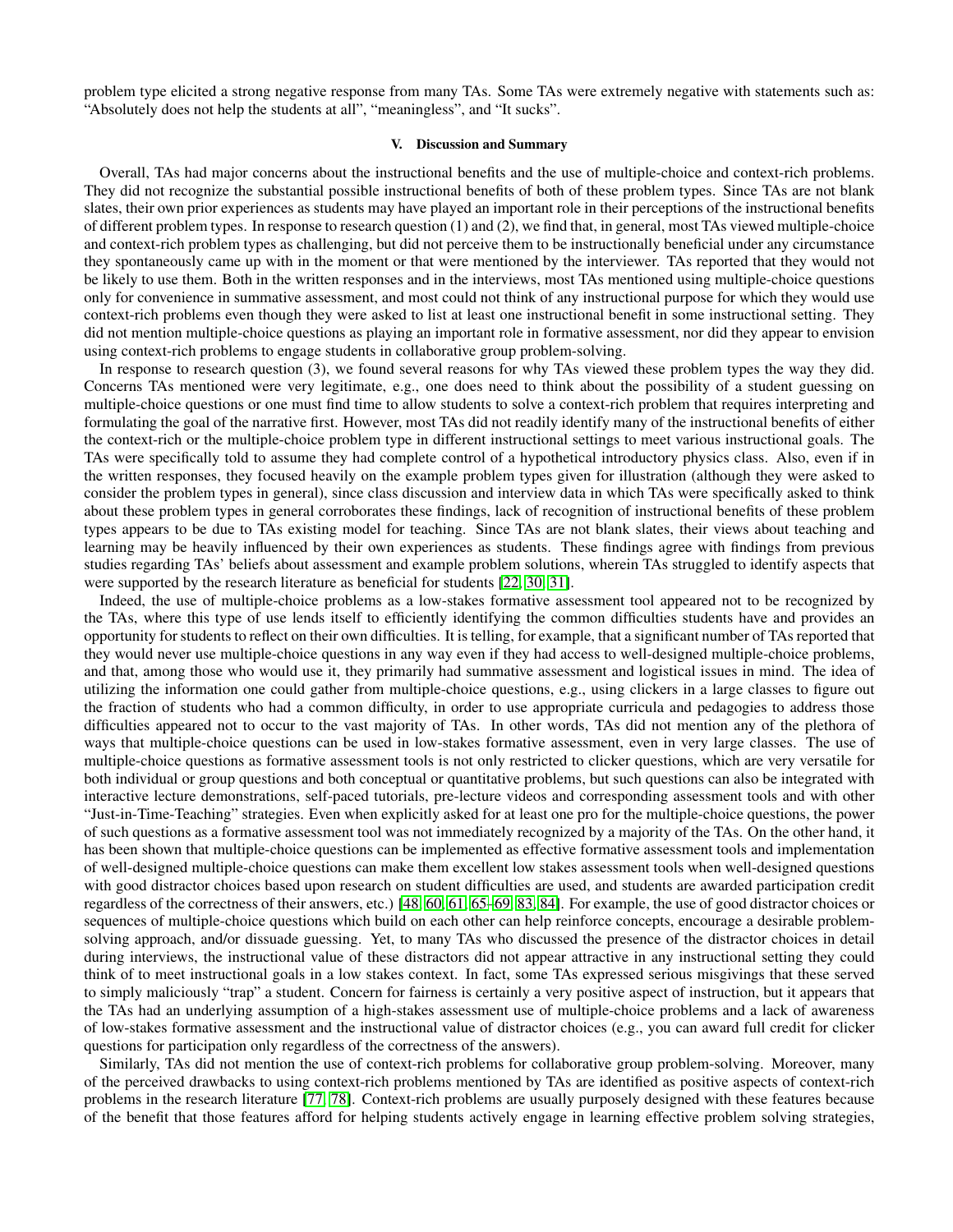problem type elicited a strong negative response from many TAs. Some TAs were extremely negative with statements such as: “Absolutely does not help the students at all”, “meaningless”, and “It sucks”.

## V. Discussion and Summary

Overall, TAs had major concerns about the instructional benefits and the use of multiple-choice and context-rich problems. They did not recognize the substantial possible instructional benefits of both of these problem types. Since TAs are not blank slates, their own prior experiences as students may have played an important role in their perceptions of the instructional benefits of different problem types. In response to research question (1) and (2), we find that, in general, most TAs viewed multiple-choice and context-rich problem types as challenging, but did not perceive them to be instructionally beneficial under any circumstance they spontaneously came up with in the moment or that were mentioned by the interviewer. TAs reported that they would not be likely to use them. Both in the written responses and in the interviews, most TAs mentioned using multiple-choice questions only for convenience in summative assessment, and most could not think of any instructional purpose for which they would use context-rich problems even though they were asked to list at least one instructional benefit in some instructional setting. They did not mention multiple-choice questions as playing an important role in formative assessment, nor did they appear to envision using context-rich problems to engage students in collaborative group problem-solving.

In response to research question (3), we found several reasons for why TAs viewed these problem types the way they did. Concerns TAs mentioned were very legitimate, e.g., one does need to think about the possibility of a student guessing on multiple-choice questions or one must find time to allow students to solve a context-rich problem that requires interpreting and formulating the goal of the narrative first. However, most TAs did not readily identify many of the instructional benefits of either the context-rich or the multiple-choice problem type in different instructional settings to meet various instructional goals. The TAs were specifically told to assume they had complete control of a hypothetical introductory physics class. Also, even if in the written responses, they focused heavily on the example problem types given for illustration (although they were asked to consider the problem types in general), since class discussion and interview data in which TAs were specifically asked to think about these problem types in general corroborates these findings, lack of recognition of instructional benefits of these problem types appears to be due to TAs existing model for teaching. Since TAs are not blank slates, their views about teaching and learning may be heavily influenced by their own experiences as students. These findings agree with findings from previous studies regarding TAs' beliefs about assessment and example problem solutions, wherein TAs struggled to identify aspects that were supported by the research literature as beneficial for students [22, 30, 31].

Indeed, the use of multiple-choice problems as a low-stakes formative assessment tool appeared not to be recognized by the TAs, where this type of use lends itself to efficiently identifying the common difficulties students have and provides an opportunity for students to reflect on their own difficulties. It is telling, for example, that a significant number of TAs reported that they would never use multiple-choice questions in any way even if they had access to well-designed multiple-choice problems, and that, among those who would use it, they primarily had summative assessment and logistical issues in mind. The idea of utilizing the information one could gather from multiple-choice questions, e.g., using clickers in a large classes to figure out the fraction of students who had a common difficulty, in order to use appropriate curricula and pedagogies to address those difficulties appeared not to occur to the vast majority of TAs. In other words, TAs did not mention any of the plethora of ways that multiple-choice questions can be used in low-stakes formative assessment, even in very large classes. The use of multiple-choice questions as formative assessment tools is not only restricted to clicker questions, which are very versatile for both individual or group questions and both conceptual or quantitative problems, but such questions can also be integrated with interactive lecture demonstrations, self-paced tutorials, pre-lecture videos and corresponding assessment tools and with other “Just-in-Time-Teaching” strategies. Even when explicitly asked for at least one pro for the multiple-choice questions, the power of such questions as a formative assessment tool was not immediately recognized by a majority of the TAs. On the other hand, it has been shown that multiple-choice questions can be implemented as effective formative assessment tools and implementation of well-designed multiple-choice questions can make them excellent low stakes assessment tools when well-designed questions with good distractor choices based upon research on student difficulties are used, and students are awarded participation credit regardless of the correctness of their answers, etc.) [48, 60, 61, 65–69, 83, 84]. For example, the use of good distractor choices or sequences of multiple-choice questions which build on each other can help reinforce concepts, encourage a desirable problem-solving approach, and/or dissuade guessing. Yet, to many TAs who discussed the presence of the distractor choices in detail during interviews, the instructional value of these distractors did not appear attractive in any instructional setting they could think of to meet instructional goals in a low stakes context. In fact, some TAs expressed serious misgivings that these served to simply maliciously “trap” a student. Concern for fairness is certainly a very positive aspect of instruction, but it appears that the TAs had an underlying assumption of a high-stakes assessment use of multiple-choice problems and a lack of awareness of low-stakes formative assessment and the instructional value of distractor choices (e.g., you can award full credit for clicker questions for participation only regardless of the correctness of the answers).

Similarly, TAs did not mention the use of context-rich problems for collaborative group problem-solving. Moreover, many of the perceived drawbacks to using context-rich problems mentioned by TAs are identified as positive aspects of context-rich problems in the research literature [77, 78]. Context-rich problems are usually purposely designed with these features because of the benefit that those features afford for helping students actively engage in learning effective problem solving strategies,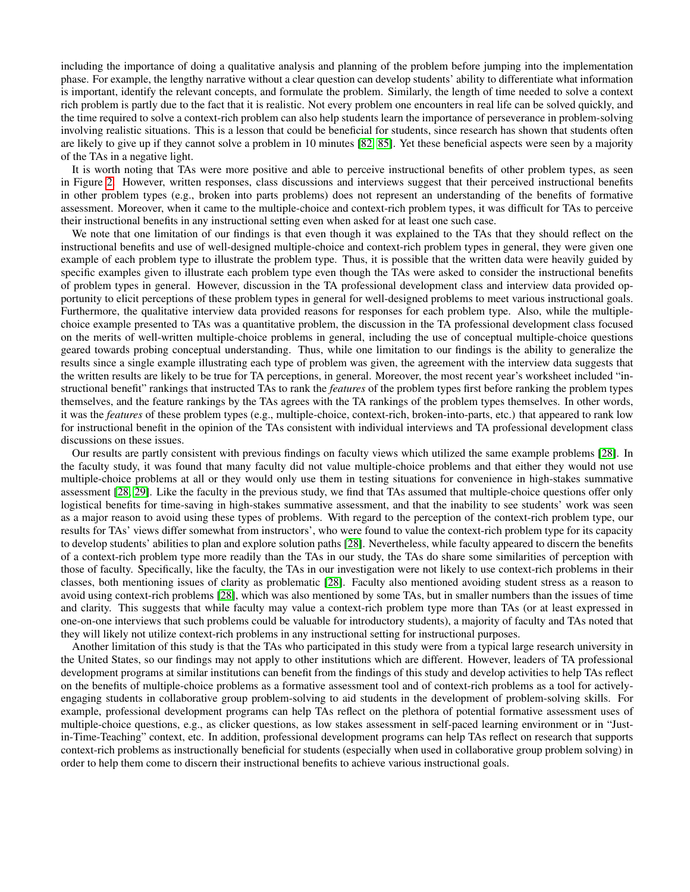including the importance of doing a qualitative analysis and planning of the problem before jumping into the implementation phase. For example, the lengthy narrative without a clear question can develop students' ability to differentiate what information is important, identify the relevant concepts, and formulate the problem. Similarly, the length of time needed to solve a context rich problem is partly due to the fact that it is realistic. Not every problem one encounters in real life can be solved quickly, and the time required to solve a context-rich problem can also help students learn the importance of perseverance in problem-solving involving realistic situations. This is a lesson that could be beneficial for students, since research has shown that students often are likely to give up if they cannot solve a problem in 10 minutes [82, 85]. Yet these beneficial aspects were seen by a majority of the TAs in a negative light.

It is worth noting that TAs were more positive and able to perceive instructional benefits of other problem types, as seen in Figure 2. However, written responses, class discussions and interviews suggest that their perceived instructional benefits in other problem types (e.g., broken into parts problems) does not represent an understanding of the benefits of formative assessment. Moreover, when it came to the multiple-choice and context-rich problem types, it was difficult for TAs to perceive their instructional benefits in any instructional setting even when asked for at least one such case.

We note that one limitation of our findings is that even though it was explained to the TAs that they should reflect on the instructional benefits and use of well-designed multiple-choice and context-rich problem types in general, they were given one example of each problem type to illustrate the problem type. Thus, it is possible that the written data were heavily guided by specific examples given to illustrate each problem type even though the TAs were asked to consider the instructional benefits of problem types in general. However, discussion in the TA professional development class and interview data provided opportunity to elicit perceptions of these problem types in general for well-designed problems to meet various instructional goals. Furthermore, the qualitative interview data provided reasons for responses for each problem type. Also, while the multiple-choice example presented to TAs was a quantitative problem, the discussion in the TA professional development class focused on the merits of well-written multiple-choice problems in general, including the use of conceptual multiple-choice questions geared towards probing conceptual understanding. Thus, while one limitation to our findings is the ability to generalize the results since a single example illustrating each type of problem was given, the agreement with the interview data suggests that the written results are likely to be true for TA perceptions, in general. Moreover, the most recent year's worksheet included "instructional benefit" rankings that instructed TAs to rank the *features* of the problem types first before ranking the problem types themselves, and the feature rankings by the TAs agrees with the TA rankings of the problem types themselves. In other words, it was the *features* of these problem types (e.g., multiple-choice, context-rich, broken-into-parts, etc.) that appeared to rank low for instructional benefit in the opinion of the TAs consistent with individual interviews and TA professional development class discussions on these issues.

Our results are partly consistent with previous findings on faculty views which utilized the same example problems [28]. In the faculty study, it was found that many faculty did not value multiple-choice problems and that either they would not use multiple-choice problems at all or they would only use them in testing situations for convenience in high-stakes summative assessment [28, 29]. Like the faculty in the previous study, we find that TAs assumed that multiple-choice questions offer only logistical benefits for time-saving in high-stakes summative assessment, and that the inability to see students' work was seen as a major reason to avoid using these types of problems. With regard to the perception of the context-rich problem type, our results for TAs' views differ somewhat from instructors', who were found to value the context-rich problem type for its capacity to develop students' abilities to plan and explore solution paths [28]. Nevertheless, while faculty appeared to discern the benefits of a context-rich problem type more readily than the TAs in our study, the TAs do share some similarities of perception with those of faculty. Specifically, like the faculty, the TAs in our investigation were not likely to use context-rich problems in their classes, both mentioning issues of clarity as problematic [28]. Faculty also mentioned avoiding student stress as a reason to avoid using context-rich problems [28], which was also mentioned by some TAs, but in smaller numbers than the issues of time and clarity. This suggests that while faculty may value a context-rich problem type more than TAs (or at least expressed in one-on-one interviews that such problems could be valuable for introductory students), a majority of faculty and TAs noted that they will likely not utilize context-rich problems in any instructional setting for instructional purposes.

Another limitation of this study is that the TAs who participated in this study were from a typical large research university in the United States, so our findings may not apply to other institutions which are different. However, leaders of TA professional development programs at similar institutions can benefit from the findings of this study and develop activities to help TAs reflect on the benefits of multiple-choice problems as a formative assessment tool and of context-rich problems as a tool for actively-engaging students in collaborative group problem-solving to aid students in the development of problem-solving skills. For example, professional development programs can help TAs reflect on the plethora of potential formative assessment uses of multiple-choice questions, e.g., as clicker questions, as low stakes assessment in self-paced learning environment or in "Just-in-Time-Teaching" context, etc. In addition, professional development programs can help TAs reflect on research that supports context-rich problems as instructionally beneficial for students (especially when used in collaborative group problem solving) in order to help them come to discern their instructional benefits to achieve various instructional goals.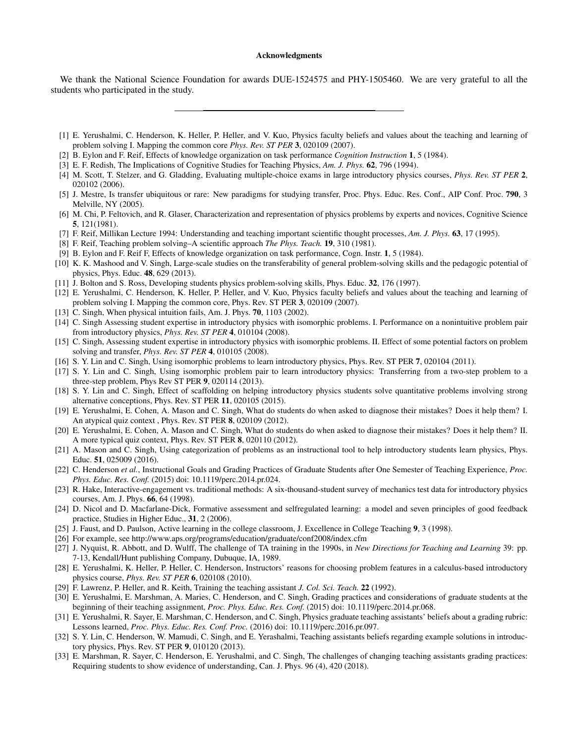### Acknowledgments

We thank the National Science Foundation for awards DUE-1524575 and PHY-1505460. We are very grateful to all the students who participated in the study.

---

[1] E. Yerushalmi, C. Henderson, K. Heller, P. Heller, and V. Kuo, Physics faculty beliefs and values about the teaching and learning of problem solving I. Mapping the common core *Phys. Rev. ST PER* **3**, 020109 (2007).

[2] B. Eylon and F. Reif, Effects of knowledge organization on task performance *Cognition Instruction* **1**, 5 (1984).

[3] E. F. Redish, The Implications of Cognitive Studies for Teaching Physics, *Am. J. Phys.* **62**, 796 (1994).

[4] M. Scott, T. Stelzer, and G. Gladding, Evaluating multiple-choice exams in large introductory physics courses, *Phys. Rev. ST PER* **2**, 020102 (2006).

[5] J. Mestre, Is transfer ubiquitous or rare: New paradigms for studying transfer, Proc. Phys. Educ. Res. Conf., AIP Conf. Proc. **790**, 3 Melville, NY (2005).

[6] M. Chi, P. Feltovich, and R. Glaser, Characterization and representation of physics problems by experts and novices, Cognitive Science **5**, 121(1981).

[7] F. Reif, Millikan Lecture 1994: Understanding and teaching important scientific thought processes, *Am. J. Phys.* **63**, 17 (1995).

[8] F. Reif, Teaching problem solving–A scientific approach *The Phys. Teach.* **19**, 310 (1981).

[9] B. Eylon and F. Reif F, Effects of knowledge organization on task performance, Cogn. Instr. **1**, 5 (1984).

[10] K. K. Mashood and V. Singh, Large-scale studies on the transferability of general problem-solving skills and the pedagogic potential of physics, Phys. Educ. **48**, 629 (2013).

[11] J. Bolton and S. Ross, Developing students physics problem-solving skills, Phys. Educ. **32**, 176 (1997).

[12] E. Yerushalmi, C. Henderson, K. Heller, P. Heller, and V. Kuo, Physics faculty beliefs and values about the teaching and learning of problem solving I. Mapping the common core, Phys. Rev. ST PER **3**, 020109 (2007).

[13] C. Singh, When physical intuition fails, Am. J. Phys. **70**, 1103 (2002).

[14] C. Singh Assessing student expertise in introductory physics with isomorphic problems. I. Performance on a nonintuitive problem pair from introductory physics, *Phys. Rev. ST PER* **4**, 010104 (2008).

[15] C. Singh, Assessing student expertise in introductory physics with isomorphic problems. II. Effect of some potential factors on problem solving and transfer, *Phys. Rev. ST PER* **4**, 010105 (2008).

[16] S. Y. Lin and C. Singh, Using isomorphic problems to learn introductory physics, Phys. Rev. ST PER **7**, 020104 (2011).

[17] S. Y. Lin and C. Singh, Using isomorphic problem pair to learn introductory physics: Transferring from a two-step problem to a three-step problem, Phys Rev ST PER **9**, 020114 (2013).

[18] S. Y. Lin and C. Singh, Effect of scaffolding on helping introductory physics students solve quantitative problems involving strong alternative conceptions, Phys. Rev. ST PER **11**, 020105 (2015).

[19] E. Yerushalmi, E. Cohen, A. Mason and C. Singh, What do students do when asked to diagnose their mistakes? Does it help them? I. An atypical quiz context , Phys. Rev. ST PER **8**, 020109 (2012).

[20] E. Yerushalmi, E. Cohen, A. Mason and C. Singh, What do students do when asked to diagnose their mistakes? Does it help them? II. A more typical quiz context, Phys. Rev. ST PER **8**, 020110 (2012).

[21] A. Mason and C. Singh, Using categorization of problems as an instructional tool to help introductory students learn physics, Phys. Educ. **51**, 025009 (2016).

[22] C. Henderson *et al.*, Instructional Goals and Grading Practices of Graduate Students after One Semester of Teaching Experience, *Proc. Phys. Educ. Res. Conf.* (2015) doi: 10.1119/perc.2014.pr.024.

[23] R. Hake, Interactive-engagement vs. traditional methods: A six-thousand-student survey of mechanics test data for introductory physics courses, Am. J. Phys. **66**, 64 (1998).

[24] D. Nicol and D. Macfarlane-Dick, Formative assessment and selfregulated learning: a model and seven principles of good feedback practice, Studies in Higher Educ., **31**, 2 (2006).

[25] J. Faust, and D. Paulson, Active learning in the college classroom, J. Excellence in College Teaching **9**, 3 (1998).

[26] For example, see http://www.aps.org/programs/education/graduate/conf2008/index.cfm

[27] J. Nyquist, R. Abbott, and D. Wulff, The challenge of TA training in the 1990s, in *New Directions for Teaching and Learning* 39: pp. 7-13, Kendall/Hunt publishing Company, Dubuque, IA, 1989.

[28] E. Yerushalmi, K. Heller, P. Heller, C. Henderson, Instructors' reasons for choosing problem features in a calculus-based introductory physics course, *Phys. Rev. ST PER* **6**, 020108 (2010).

[29] F. Lawrenz, P. Heller, and R. Keith, Training the teaching assistant *J. Col. Sci. Teach.* **22** (1992).

[30] E. Yerushalmi, E. Marshman, A. Maries, C. Henderson, and C. Singh, Grading practices and considerations of graduate students at the beginning of their teaching assignment, *Proc. Phys. Educ. Res. Conf.* (2015) doi: 10.1119/perc.2014.pr.068.

[31] E. Yerushalmi, R. Sayer, E. Marshman, C. Henderson, and C. Singh, Physics graduate teaching assistants' beliefs about a grading rubric: Lessons learned, *Proc. Phys. Educ. Res. Conf. Proc.* (2016) doi: 10.1119/perc.2016.pr.097.

[32] S. Y. Lin, C. Henderson, W. Mamudi, C. Singh, and E. Yerashalmi, Teaching assistants beliefs regarding example solutions in introductory physics, Phys. Rev. ST PER **9**, 010120 (2013).

[33] E. Marshman, R. Sayer, C. Henderson, E. Yerushalmi, and C. Singh, The challenges of changing teaching assistants grading practices: Requiring students to show evidence of understanding, Can. J. Phys. 96 (4), 420 (2018).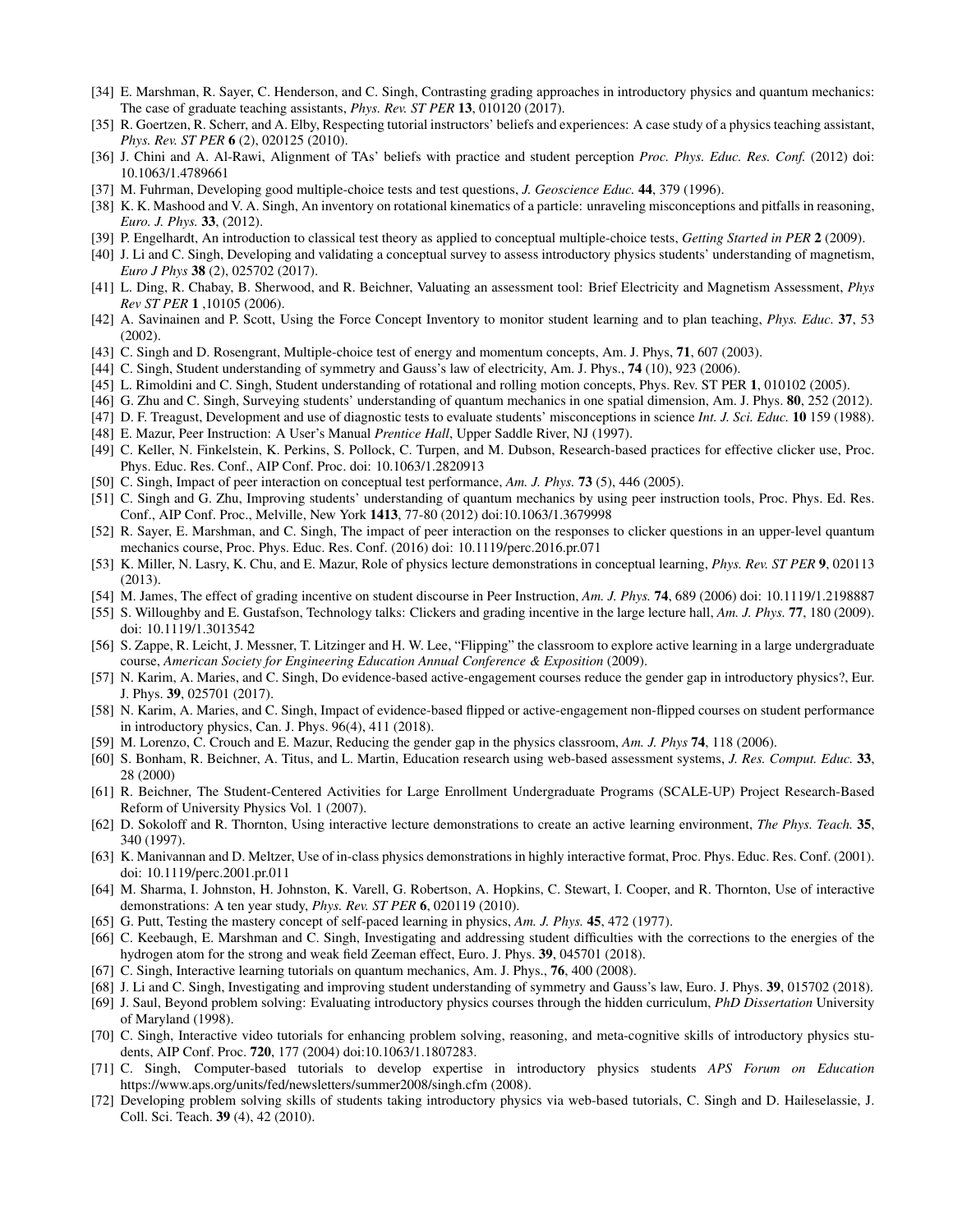[34] E. Marshman, R. Sayer, C. Henderson, and C. Singh, Contrasting grading approaches in introductory physics and quantum mechanics: The case of graduate teaching assistants, *Phys. Rev. ST PER* **13**, 010120 (2017).

[35] R. Goertzen, R. Scherr, and A. Elby, Respecting tutorial instructors' beliefs and experiences: A case study of a physics teaching assistant, *Phys. Rev. ST PER* **6** (2), 020125 (2010).

[36] J. Chini and A. Al-Rawi, Alignment of TAs' beliefs with practice and student perception *Proc. Phys. Educ. Res. Conf.* (2012) doi: 10.1063/1.4789661

[37] M. Fuhrman, Developing good multiple-choice tests and test questions, *J. Geoscience Educ.* **44**, 379 (1996).

[38] K. K. Mashood and V. A. Singh, An inventory on rotational kinematics of a particle: unraveling misconceptions and pitfalls in reasoning, *Euro. J. Phys.* **33**, (2012).

[39] P. Engelhardt, An introduction to classical test theory as applied to conceptual multiple-choice tests, *Getting Started in PER* **2** (2009).

[40] J. Li and C. Singh, Developing and validating a conceptual survey to assess introductory physics students' understanding of magnetism, *Euro J Phys* **38** (2), 025702 (2017).

[41] L. Ding, R. Chabay, B. Sherwood, and R. Beichner, Valuating an assessment tool: Brief Electricity and Magnetism Assessment, *Phys Rev ST PER* **1** ,10105 (2006).

[42] A. Savinainen and P. Scott, Using the Force Concept Inventory to monitor student learning and to plan teaching, *Phys. Educ.* **37**, 53 (2002).

[43] C. Singh and D. Rosengrant, Multiple-choice test of energy and momentum concepts, Am. J. Phys, **71**, 607 (2003).

[44] C. Singh, Student understanding of symmetry and Gauss's law of electricity, Am. J. Phys., **74** (10), 923 (2006).

[45] L. Rimoldini and C. Singh, Student understanding of rotational and rolling motion concepts, Phys. Rev. ST PER **1**, 010102 (2005).

[46] G. Zhu and C. Singh, Surveying students' understanding of quantum mechanics in one spatial dimension, Am. J. Phys. **80**, 252 (2012).

[47] D. F. Treagust, Development and use of diagnostic tests to evaluate students' misconceptions in science *Int. J. Sci. Educ.* **10** 159 (1988).

[48] E. Mazur, Peer Instruction: A User's Manual *Prentice Hall*, Upper Saddle River, NJ (1997).

[49] C. Keller, N. Finkelstein, K. Perkins, S. Pollock, C. Turpen, and M. Dubson, Research-based practices for effective clicker use, Proc. Phys. Educ. Res. Conf., AIP Conf. Proc. doi: 10.1063/1.2820913

[50] C. Singh, Impact of peer interaction on conceptual test performance, *Am. J. Phys.* **73** (5), 446 (2005).

[51] C. Singh and G. Zhu, Improving students' understanding of quantum mechanics by using peer instruction tools, Proc. Phys. Ed. Res. Conf., AIP Conf. Proc., Melville, New York **1413**, 77-80 (2012) doi:10.1063/1.3679998

[52] R. Sayer, E. Marshman, and C. Singh, The impact of peer interaction on the responses to clicker questions in an upper-level quantum mechanics course, Proc. Phys. Educ. Res. Conf. (2016) doi: 10.1119/perc.2016.pr.071

[53] K. Miller, N. Lasry, K. Chu, and E. Mazur, Role of physics lecture demonstrations in conceptual learning, *Phys. Rev. ST PER* **9**, 020113 (2013).

[54] M. James, The effect of grading incentive on student discourse in Peer Instruction, *Am. J. Phys.* **74**, 689 (2006) doi: 10.1119/1.2198887

[55] S. Willoughby and E. Gustafson, Technology talks: Clickers and grading incentive in the large lecture hall, *Am. J. Phys.* **77**, 180 (2009). doi: 10.1119/1.3013542

[56] S. Zappe, R. Leicht, J. Messner, T. Litzinger and H. W. Lee, "Flipping" the classroom to explore active learning in a large undergraduate course, *American Society for Engineering Education Annual Conference & Exposition* (2009).

[57] N. Karim, A. Maries, and C. Singh, Do evidence-based active-engagement courses reduce the gender gap in introductory physics?, Eur. J. Phys. **39**, 025701 (2017).

[58] N. Karim, A. Maries, and C. Singh, Impact of evidence-based flipped or active-engagement non-flipped courses on student performance in introductory physics, Can. J. Phys. 96(4), 411 (2018).

[59] M. Lorenzo, C. Crouch and E. Mazur, Reducing the gender gap in the physics classroom, *Am. J. Phys* **74**, 118 (2006).

[60] S. Bonham, R. Beichner, A. Titus, and L. Martin, Education research using web-based assessment systems, *J. Res. Comput. Educ.* **33**, 28 (2000)

[61] R. Beichner, The Student-Centered Activities for Large Enrollment Undergraduate Programs (SCALE-UP) Project Research-Based Reform of University Physics Vol. 1 (2007).

[62] D. Sokoloff and R. Thornton, Using interactive lecture demonstrations to create an active learning environment, *The Phys. Teach.* **35**, 340 (1997).

[63] K. Manivannan and D. Meltzer, Use of in-class physics demonstrations in highly interactive format, Proc. Phys. Educ. Res. Conf. (2001). doi: 10.1119/perc.2001.pr.011

[64] M. Sharma, I. Johnston, H. Johnston, K. Varell, G. Robertson, A. Hopkins, C. Stewart, I. Cooper, and R. Thornton, Use of interactive demonstrations: A ten year study, *Phys. Rev. ST PER* **6**, 020119 (2010).

[65] G. Putt, Testing the mastery concept of self-paced learning in physics, *Am. J. Phys.* **45**, 472 (1977).

[66] C. Keebaugh, E. Marshman and C. Singh, Investigating and addressing student difficulties with the corrections to the energies of the hydrogen atom for the strong and weak field Zeeman effect, Euro. J. Phys. **39**, 045701 (2018).

[67] C. Singh, Interactive learning tutorials on quantum mechanics, Am. J. Phys., **76**, 400 (2008).

[68] J. Li and C. Singh, Investigating and improving student understanding of symmetry and Gauss's law, Euro. J. Phys. **39**, 015702 (2018).

[69] J. Saul, Beyond problem solving: Evaluating introductory physics courses through the hidden curriculum, *PhD Dissertation* University of Maryland (1998).

[70] C. Singh, Interactive video tutorials for enhancing problem solving, reasoning, and meta-cognitive skills of introductory physics students, AIP Conf. Proc. **720**, 177 (2004) doi:10.1063/1.1807283.

[71] C. Singh, Computer-based tutorials to develop expertise in introductory physics students *APS Forum on Education* https://www.aps.org/units/fed/newsletters/summer2008/singh.cfm (2008).

[72] Developing problem solving skills of students taking introductory physics via web-based tutorials, C. Singh and D. Haileselassie, J. Coll. Sci. Teach. **39** (4), 42 (2010).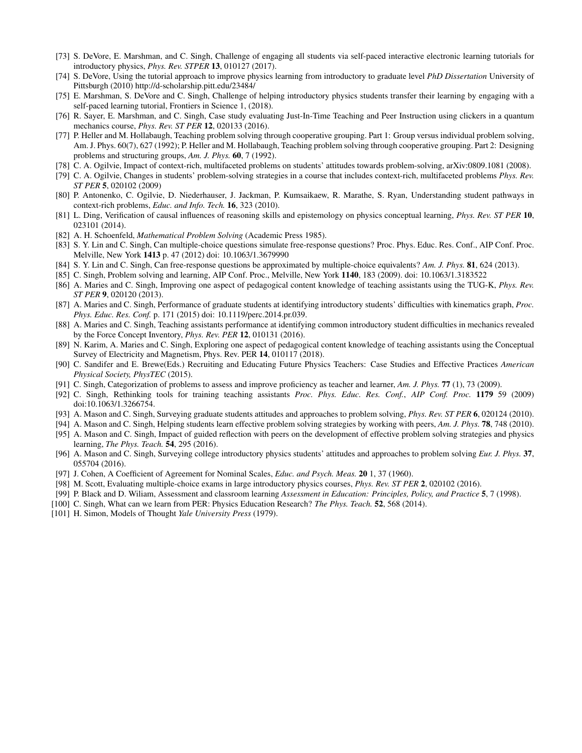[73] S. DeVore, E. Marshman, and C. Singh, Challenge of engaging all students via self-paced interactive electronic learning tutorials for introductory physics, *Phys. Rev. STPER* **13**, 010127 (2017).

[74] S. DeVore, Using the tutorial approach to improve physics learning from introductory to graduate level *PhD Dissertation* University of Pittsburgh (2010) http://d-scholarship.pitt.edu/23484/

[75] E. Marshman, S. DeVore and C. Singh, Challenge of helping introductory physics students transfer their learning by engaging with a self-paced learning tutorial, Frontiers in Science 1, (2018).

[76] R. Sayer, E. Marshman, and C. Singh, Case study evaluating Just-In-Time Teaching and Peer Instruction using clickers in a quantum mechanics course, *Phys. Rev. ST PER* **12**, 020133 (2016).

[77] P. Heller and M. Hollabaugh, Teaching problem solving through cooperative grouping. Part 1: Group versus individual problem solving, Am. J. Phys. 60(7), 627 (1992); P. Heller and M. Hollabaugh, Teaching problem solving through cooperative grouping. Part 2: Designing problems and structuring groups, *Am. J. Phys.* **60**, 7 (1992).

[78] C. A. Ogilvie, Impact of context-rich, multifaceted problems on students' attitudes towards problem-solving, arXiv:0809.1081 (2008).

[79] C. A. Ogilvie, Changes in students' problem-solving strategies in a course that includes context-rich, multifaceted problems *Phys. Rev. ST PER* **5**, 020102 (2009)

[80] P. Antonenko, C. Ogilvie, D. Niederhauser, J. Jackman, P. Kumsaikaew, R. Marathe, S. Ryan, Understanding student pathways in context-rich problems, *Educ. and Info. Tech.* **16**, 323 (2010).

[81] L. Ding, Verification of causal influences of reasoning skills and epistemology on physics conceptual learning, *Phys. Rev. ST PER* **10**, 023101 (2014).

[82] A. H. Schoenfeld, *Mathematical Problem Solving* (Academic Press 1985).

[83] S. Y. Lin and C. Singh, Can multiple-choice questions simulate free-response questions? Proc. Phys. Educ. Res. Conf., AIP Conf. Proc. Melville, New York **1413** p. 47 (2012) doi: 10.1063/1.3679990

[84] S. Y. Lin and C. Singh, Can free-response questions be approximated by multiple-choice equivalents? *Am. J. Phys.* **81**, 624 (2013).

[85] C. Singh, Problem solving and learning, AIP Conf. Proc., Melville, New York **1140**, 183 (2009). doi: 10.1063/1.3183522

[86] A. Maries and C. Singh, Improving one aspect of pedagogical content knowledge of teaching assistants using the TUG-K, *Phys. Rev. ST PER* **9**, 020120 (2013).

[87] A. Maries and C. Singh, Performance of graduate students at identifying introductory students' difficulties with kinematics graph, *Proc. Phys. Educ. Res. Conf.* p. 171 (2015) doi: 10.1119/perc.2014.pr.039.

[88] A. Maries and C. Singh, Teaching assistants performance at identifying common introductory student difficulties in mechanics revealed by the Force Concept Inventory, *Phys. Rev. PER* **12**, 010131 (2016).

[89] N. Karim, A. Maries and C. Singh, Exploring one aspect of pedagogical content knowledge of teaching assistants using the Conceptual Survey of Electricity and Magnetism, Phys. Rev. PER **14**, 010117 (2018).

[90] C. Sandifer and E. Brewe(Eds.) Recruiting and Educating Future Physics Teachers: Case Studies and Effective Practices *American Physical Society, PhysTEC* (2015).

[91] C. Singh, Categorization of problems to assess and improve proficiency as teacher and learner, *Am. J. Phys.* **77** (1), 73 (2009).

[92] C. Singh, Rethinking tools for training teaching assistants *Proc. Phys. Educ. Res. Conf.*, *AIP Conf. Proc.* **1179** 59 (2009) doi:10.1063/1.3266754.

[93] A. Mason and C. Singh, Surveying graduate students attitudes and approaches to problem solving, *Phys. Rev. ST PER* **6**, 020124 (2010).

[94] A. Mason and C. Singh, Helping students learn effective problem solving strategies by working with peers, *Am. J. Phys.* **78**, 748 (2010).

[95] A. Mason and C. Singh, Impact of guided reflection with peers on the development of effective problem solving strategies and physics learning, *The Phys. Teach.* **54**, 295 (2016).

[96] A. Mason and C. Singh, Surveying college introductory physics students' attitudes and approaches to problem solving *Eur. J. Phys.* **37**, 055704 (2016).

[97] J. Cohen, A Coefficient of Agreement for Nominal Scales, *Educ. and Psych. Meas.* **20** 1, 37 (1960).

[98] M. Scott, Evaluating multiple-choice exams in large introductory physics courses, *Phys. Rev. ST PER* **2**, 020102 (2016).

[99] P. Black and D. Wiliam, Assessment and classroom learning *Assessment in Education: Principles, Policy, and Practice* **5**, 7 (1998).

[100] C. Singh, What can we learn from PER: Physics Education Research? *The Phys. Teach.* **52**, 568 (2014).

[101] H. Simon, Models of Thought *Yale University Press* (1979).